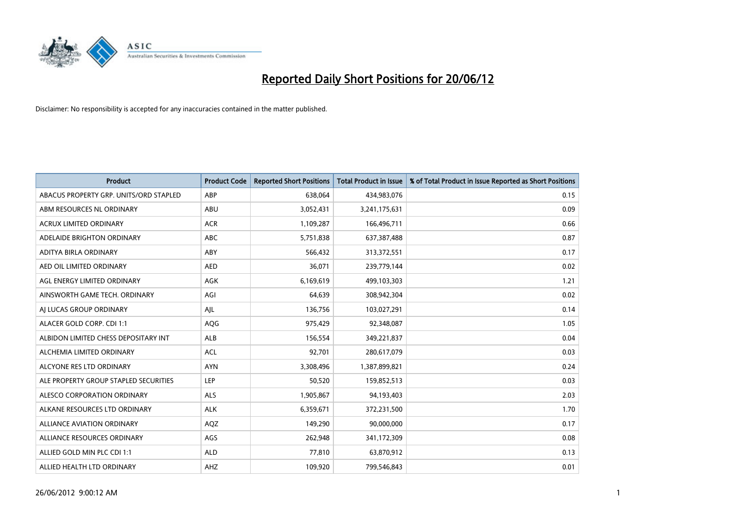# Reported Daily Short Positions for 20/06/12

Disclaimer: No responsibility is accepted for any inaccuracies contained in the matter published.

| Product | Product Code | Reported Short Positions | Total Product in Issue | % of Total Product in Issue Reported as Short Positions |
|---|---|---|---|---|
| ABACUS PROPERTY GRP. UNITS/ORD STAPLED | ABP | 638,064 | 434,983,076 | 0.15 |
| ABM RESOURCES NL ORDINARY | ABU | 3,052,431 | 3,241,175,631 | 0.09 |
| ACRUX LIMITED ORDINARY | ACR | 1,109,287 | 166,496,711 | 0.66 |
| ADELAIDE BRIGHTON ORDINARY | ABC | 5,751,838 | 637,387,488 | 0.87 |
| ADITYA BIRLA ORDINARY | ABY | 566,432 | 313,372,551 | 0.17 |
| AED OIL LIMITED ORDINARY | AED | 36,071 | 239,779,144 | 0.02 |
| AGL ENERGY LIMITED ORDINARY | AGK | 6,169,619 | 499,103,303 | 1.21 |
| AINSWORTH GAME TECH. ORDINARY | AGI | 64,639 | 308,942,304 | 0.02 |
| AJ LUCAS GROUP ORDINARY | AJL | 136,756 | 103,027,291 | 0.14 |
| ALACER GOLD CORP. CDI 1:1 | AQG | 975,429 | 92,348,087 | 1.05 |
| ALBIDON LIMITED CHESS DEPOSITARY INT | ALB | 156,554 | 349,221,837 | 0.04 |
| ALCHEMIA LIMITED ORDINARY | ACL | 92,701 | 280,617,079 | 0.03 |
| ALCYONE RES LTD ORDINARY | AYN | 3,308,496 | 1,387,899,821 | 0.24 |
| ALE PROPERTY GROUP STAPLED SECURITIES | LEP | 50,520 | 159,852,513 | 0.03 |
| ALESCO CORPORATION ORDINARY | ALS | 1,905,867 | 94,193,403 | 2.03 |
| ALKANE RESOURCES LTD ORDINARY | ALK | 6,359,671 | 372,231,500 | 1.70 |
| ALLIANCE AVIATION ORDINARY | AQZ | 149,290 | 90,000,000 | 0.17 |
| ALLIANCE RESOURCES ORDINARY | AGS | 262,948 | 341,172,309 | 0.08 |
| ALLIED GOLD MIN PLC CDI 1:1 | ALD | 77,810 | 63,870,912 | 0.13 |
| ALLIED HEALTH LTD ORDINARY | AHZ | 109,920 | 799,546,843 | 0.01 |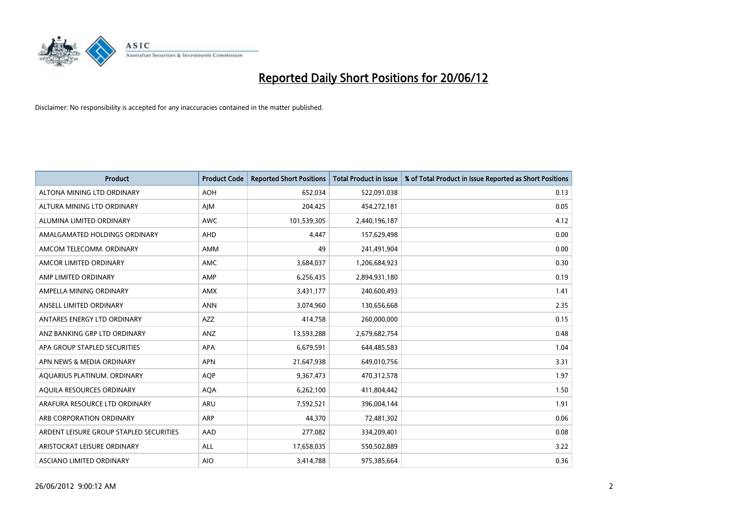# Reported Daily Short Positions for 20/06/12

Disclaimer: No responsibility is accepted for any inaccuracies contained in the matter published.

| Product | Product Code | Reported Short Positions | Total Product in Issue | % of Total Product in Issue Reported as Short Positions |
|---|---|---|---|---|
| ALTONA MINING LTD ORDINARY | AOH | 652,034 | 522,091,038 | 0.13 |
| ALTURA MINING LTD ORDINARY | AJM | 204,425 | 454,272,181 | 0.05 |
| ALUMINA LIMITED ORDINARY | AWC | 101,539,305 | 2,440,196,187 | 4.12 |
| AMALGAMATED HOLDINGS ORDINARY | AHD | 4,447 | 157,629,498 | 0.00 |
| AMCOM TELECOMM. ORDINARY | AMM | 49 | 241,491,904 | 0.00 |
| AMCOR LIMITED ORDINARY | AMC | 3,684,037 | 1,206,684,923 | 0.30 |
| AMP LIMITED ORDINARY | AMP | 6,256,435 | 2,894,931,180 | 0.19 |
| AMPELLA MINING ORDINARY | AMX | 3,431,177 | 240,600,493 | 1.41 |
| ANSELL LIMITED ORDINARY | ANN | 3,074,960 | 130,656,668 | 2.35 |
| ANTARES ENERGY LTD ORDINARY | AZZ | 414,758 | 260,000,000 | 0.15 |
| ANZ BANKING GRP LTD ORDINARY | ANZ | 13,593,288 | 2,679,682,754 | 0.48 |
| APA GROUP STAPLED SECURITIES | APA | 6,679,591 | 644,485,583 | 1.04 |
| APN NEWS & MEDIA ORDINARY | APN | 21,647,938 | 649,010,756 | 3.31 |
| AQUARIUS PLATINUM. ORDINARY | AQP | 9,367,473 | 470,312,578 | 1.97 |
| AQUILA RESOURCES ORDINARY | AQA | 6,262,100 | 411,804,442 | 1.50 |
| ARAFURA RESOURCE LTD ORDINARY | ARU | 7,592,521 | 396,004,144 | 1.91 |
| ARB CORPORATION ORDINARY | ARP | 44,370 | 72,481,302 | 0.06 |
| ARDENT LEISURE GROUP STAPLED SECURITIES | AAD | 277,082 | 334,209,401 | 0.08 |
| ARISTOCRAT LEISURE ORDINARY | ALL | 17,658,035 | 550,502,889 | 3.22 |
| ASCIANO LIMITED ORDINARY | AIO | 3,414,788 | 975,385,664 | 0.36 |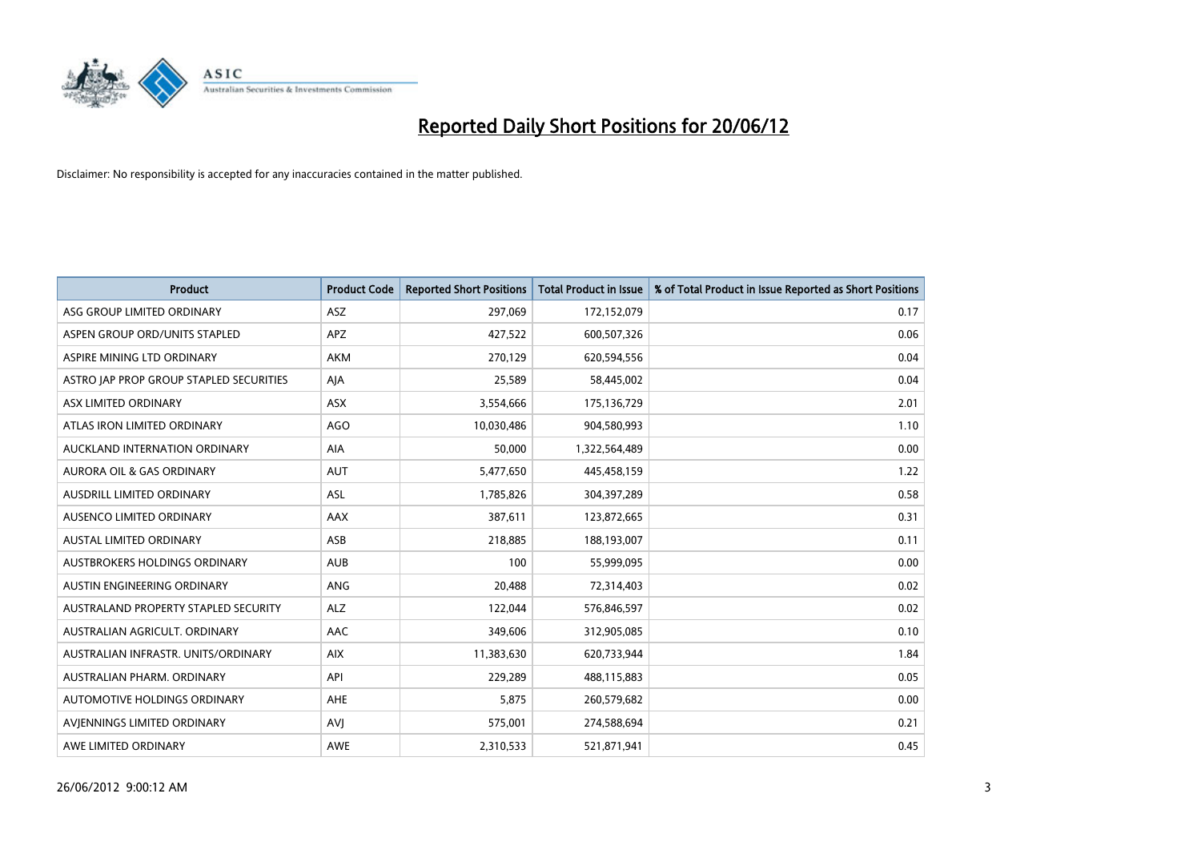# Reported Daily Short Positions for 20/06/12

Disclaimer: No responsibility is accepted for any inaccuracies contained in the matter published.

| Product | Product Code | Reported Short Positions | Total Product in Issue | % of Total Product in Issue Reported as Short Positions |
|---|---|---|---|---|
| ASG GROUP LIMITED ORDINARY | ASZ | 297,069 | 172,152,079 | 0.17 |
| ASPEN GROUP ORD/UNITS STAPLED | APZ | 427,522 | 600,507,326 | 0.06 |
| ASPIRE MINING LTD ORDINARY | AKM | 270,129 | 620,594,556 | 0.04 |
| ASTRO JAP PROP GROUP STAPLED SECURITIES | AJA | 25,589 | 58,445,002 | 0.04 |
| ASX LIMITED ORDINARY | ASX | 3,554,666 | 175,136,729 | 2.01 |
| ATLAS IRON LIMITED ORDINARY | AGO | 10,030,486 | 904,580,993 | 1.10 |
| AUCKLAND INTERNATION ORDINARY | AIA | 50,000 | 1,322,564,489 | 0.00 |
| AURORA OIL & GAS ORDINARY | AUT | 5,477,650 | 445,458,159 | 1.22 |
| AUSDRILL LIMITED ORDINARY | ASL | 1,785,826 | 304,397,289 | 0.58 |
| AUSENCO LIMITED ORDINARY | AAX | 387,611 | 123,872,665 | 0.31 |
| AUSTAL LIMITED ORDINARY | ASB | 218,885 | 188,193,007 | 0.11 |
| AUSTBROKERS HOLDINGS ORDINARY | AUB | 100 | 55,999,095 | 0.00 |
| AUSTIN ENGINEERING ORDINARY | ANG | 20,488 | 72,314,403 | 0.02 |
| AUSTRALAND PROPERTY STAPLED SECURITY | ALZ | 122,044 | 576,846,597 | 0.02 |
| AUSTRALIAN AGRICULT. ORDINARY | AAC | 349,606 | 312,905,085 | 0.10 |
| AUSTRALIAN INFRASTR. UNITS/ORDINARY | AIX | 11,383,630 | 620,733,944 | 1.84 |
| AUSTRALIAN PHARM. ORDINARY | API | 229,289 | 488,115,883 | 0.05 |
| AUTOMOTIVE HOLDINGS ORDINARY | AHE | 5,875 | 260,579,682 | 0.00 |
| AVJENNINGS LIMITED ORDINARY | AVJ | 575,001 | 274,588,694 | 0.21 |
| AWE LIMITED ORDINARY | AWE | 2,310,533 | 521,871,941 | 0.45 |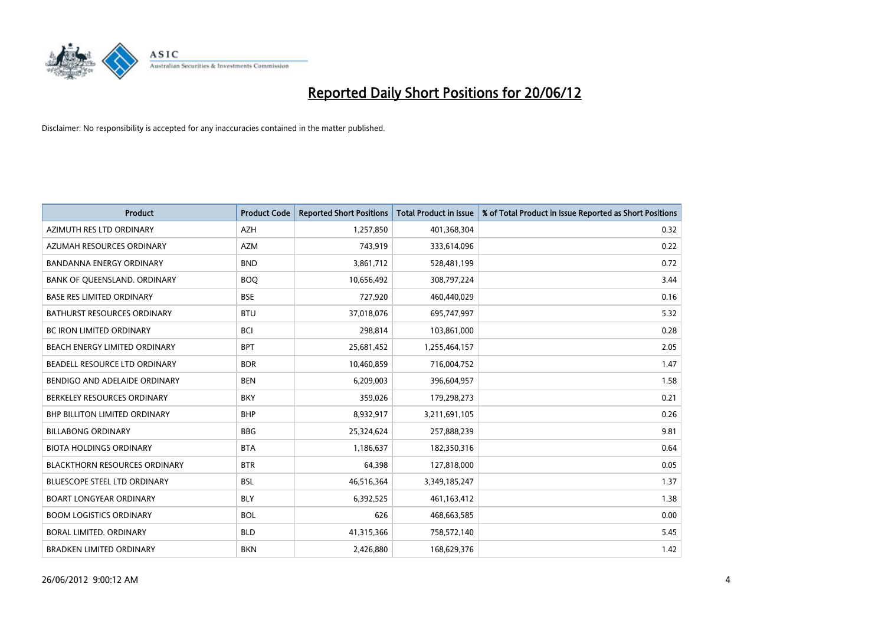# Reported Daily Short Positions for 20/06/12

Disclaimer: No responsibility is accepted for any inaccuracies contained in the matter published.

| Product | Product Code | Reported Short Positions | Total Product in Issue | % of Total Product in Issue Reported as Short Positions |
|---|---|---|---|---|
| AZIMUTH RES LTD ORDINARY | AZH | 1,257,850 | 401,368,304 | 0.32 |
| AZUMAH RESOURCES ORDINARY | AZM | 743,919 | 333,614,096 | 0.22 |
| BANDANNA ENERGY ORDINARY | BND | 3,861,712 | 528,481,199 | 0.72 |
| BANK OF QUEENSLAND. ORDINARY | BOQ | 10,656,492 | 308,797,224 | 3.44 |
| BASE RES LIMITED ORDINARY | BSE | 727,920 | 460,440,029 | 0.16 |
| BATHURST RESOURCES ORDINARY | BTU | 37,018,076 | 695,747,997 | 5.32 |
| BC IRON LIMITED ORDINARY | BCI | 298,814 | 103,861,000 | 0.28 |
| BEACH ENERGY LIMITED ORDINARY | BPT | 25,681,452 | 1,255,464,157 | 2.05 |
| BEADELL RESOURCE LTD ORDINARY | BDR | 10,460,859 | 716,004,752 | 1.47 |
| BENDIGO AND ADELAIDE ORDINARY | BEN | 6,209,003 | 396,604,957 | 1.58 |
| BERKELEY RESOURCES ORDINARY | BKY | 359,026 | 179,298,273 | 0.21 |
| BHP BILLITON LIMITED ORDINARY | BHP | 8,932,917 | 3,211,691,105 | 0.26 |
| BILLABONG ORDINARY | BBG | 25,324,624 | 257,888,239 | 9.81 |
| BIOTA HOLDINGS ORDINARY | BTA | 1,186,637 | 182,350,316 | 0.64 |
| BLACKTHORN RESOURCES ORDINARY | BTR | 64,398 | 127,818,000 | 0.05 |
| BLUESCOPE STEEL LTD ORDINARY | BSL | 46,516,364 | 3,349,185,247 | 1.37 |
| BOART LONGYEAR ORDINARY | BLY | 6,392,525 | 461,163,412 | 1.38 |
| BOOM LOGISTICS ORDINARY | BOL | 626 | 468,663,585 | 0.00 |
| BORAL LIMITED. ORDINARY | BLD | 41,315,366 | 758,572,140 | 5.45 |
| BRADKEN LIMITED ORDINARY | BKN | 2,426,880 | 168,629,376 | 1.42 |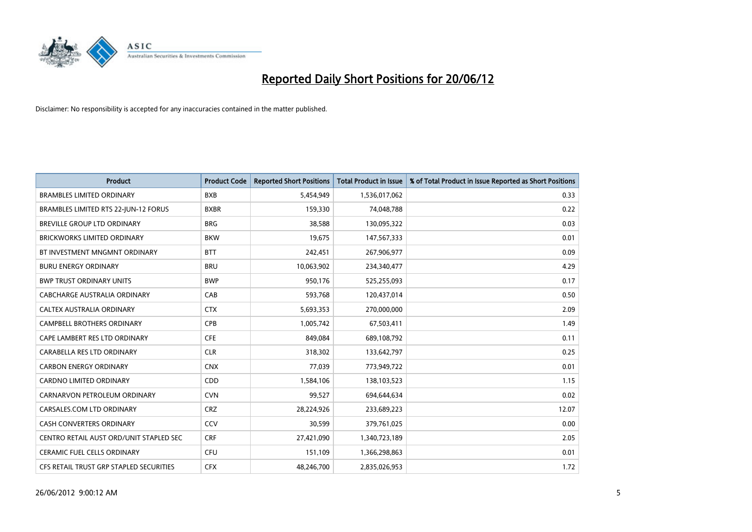# Reported Daily Short Positions for 20/06/12

Disclaimer: No responsibility is accepted for any inaccuracies contained in the matter published.

| Product | Product Code | Reported Short Positions | Total Product in Issue | % of Total Product in Issue Reported as Short Positions |
|---|---|---|---|---|
| BRAMBLES LIMITED ORDINARY | BXB | 5,454,949 | 1,536,017,062 | 0.33 |
| BRAMBLES LIMITED RTS 22-JUN-12 FORUS | BXBR | 159,330 | 74,048,788 | 0.22 |
| BREVILLE GROUP LTD ORDINARY | BRG | 38,588 | 130,095,322 | 0.03 |
| BRICKWORKS LIMITED ORDINARY | BKW | 19,675 | 147,567,333 | 0.01 |
| BT INVESTMENT MNGMNT ORDINARY | BTT | 242,451 | 267,906,977 | 0.09 |
| BURU ENERGY ORDINARY | BRU | 10,063,902 | 234,340,477 | 4.29 |
| BWP TRUST ORDINARY UNITS | BWP | 950,176 | 525,255,093 | 0.17 |
| CABCHARGE AUSTRALIA ORDINARY | CAB | 593,768 | 120,437,014 | 0.50 |
| CALTEX AUSTRALIA ORDINARY | CTX | 5,693,353 | 270,000,000 | 2.09 |
| CAMPBELL BROTHERS ORDINARY | CPB | 1,005,742 | 67,503,411 | 1.49 |
| CAPE LAMBERT RES LTD ORDINARY | CFE | 849,084 | 689,108,792 | 0.11 |
| CARABELLA RES LTD ORDINARY | CLR | 318,302 | 133,642,797 | 0.25 |
| CARBON ENERGY ORDINARY | CNX | 77,039 | 773,949,722 | 0.01 |
| CARDNO LIMITED ORDINARY | CDD | 1,584,106 | 138,103,523 | 1.15 |
| CARNARVON PETROLEUM ORDINARY | CVN | 99,527 | 694,644,634 | 0.02 |
| CARSALES.COM LTD ORDINARY | CRZ | 28,224,926 | 233,689,223 | 12.07 |
| CASH CONVERTERS ORDINARY | CCV | 30,599 | 379,761,025 | 0.00 |
| CENTRO RETAIL AUST ORD/UNIT STAPLED SEC | CRF | 27,421,090 | 1,340,723,189 | 2.05 |
| CERAMIC FUEL CELLS ORDINARY | CFU | 151,109 | 1,366,298,863 | 0.01 |
| CFS RETAIL TRUST GRP STAPLED SECURITIES | CFX | 48,246,700 | 2,835,026,953 | 1.72 |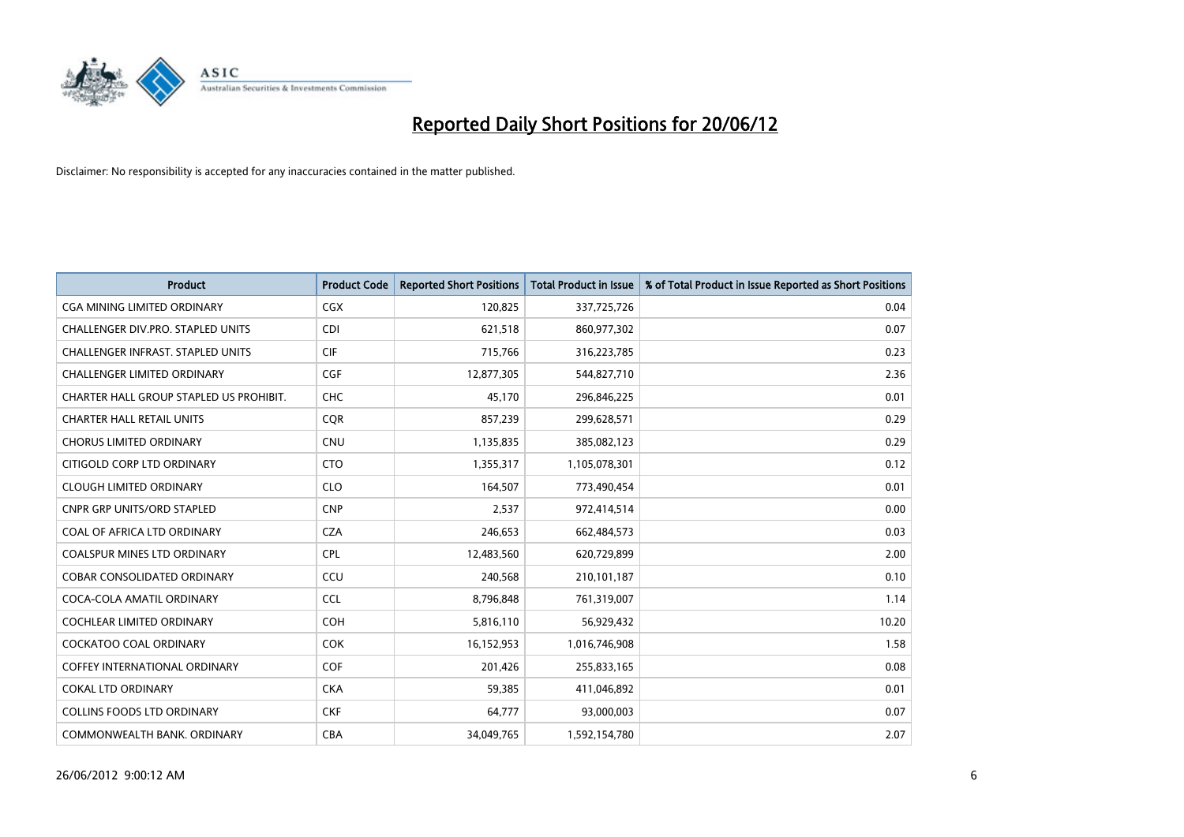# Reported Daily Short Positions for 20/06/12

Disclaimer: No responsibility is accepted for any inaccuracies contained in the matter published.

| Product | Product Code | Reported Short Positions | Total Product in Issue | % of Total Product in Issue Reported as Short Positions |
|---|---|---|---|---|
| CGA MINING LIMITED ORDINARY | CGX | 120,825 | 337,725,726 | 0.04 |
| CHALLENGER DIV.PRO. STAPLED UNITS | CDI | 621,518 | 860,977,302 | 0.07 |
| CHALLENGER INFRAST. STAPLED UNITS | CIF | 715,766 | 316,223,785 | 0.23 |
| CHALLENGER LIMITED ORDINARY | CGF | 12,877,305 | 544,827,710 | 2.36 |
| CHARTER HALL GROUP STAPLED US PROHIBIT. | CHC | 45,170 | 296,846,225 | 0.01 |
| CHARTER HALL RETAIL UNITS | CQR | 857,239 | 299,628,571 | 0.29 |
| CHORUS LIMITED ORDINARY | CNU | 1,135,835 | 385,082,123 | 0.29 |
| CITIGOLD CORP LTD ORDINARY | CTO | 1,355,317 | 1,105,078,301 | 0.12 |
| CLOUGH LIMITED ORDINARY | CLO | 164,507 | 773,490,454 | 0.01 |
| CNPR GRP UNITS/ORD STAPLED | CNP | 2,537 | 972,414,514 | 0.00 |
| COAL OF AFRICA LTD ORDINARY | CZA | 246,653 | 662,484,573 | 0.03 |
| COALSPUR MINES LTD ORDINARY | CPL | 12,483,560 | 620,729,899 | 2.00 |
| COBAR CONSOLIDATED ORDINARY | CCU | 240,568 | 210,101,187 | 0.10 |
| COCA-COLA AMATIL ORDINARY | CCL | 8,796,848 | 761,319,007 | 1.14 |
| COCHLEAR LIMITED ORDINARY | COH | 5,816,110 | 56,929,432 | 10.20 |
| COCKATOO COAL ORDINARY | COK | 16,152,953 | 1,016,746,908 | 1.58 |
| COFFEY INTERNATIONAL ORDINARY | COF | 201,426 | 255,833,165 | 0.08 |
| COKAL LTD ORDINARY | CKA | 59,385 | 411,046,892 | 0.01 |
| COLLINS FOODS LTD ORDINARY | CKF | 64,777 | 93,000,003 | 0.07 |
| COMMONWEALTH BANK. ORDINARY | CBA | 34,049,765 | 1,592,154,780 | 2.07 |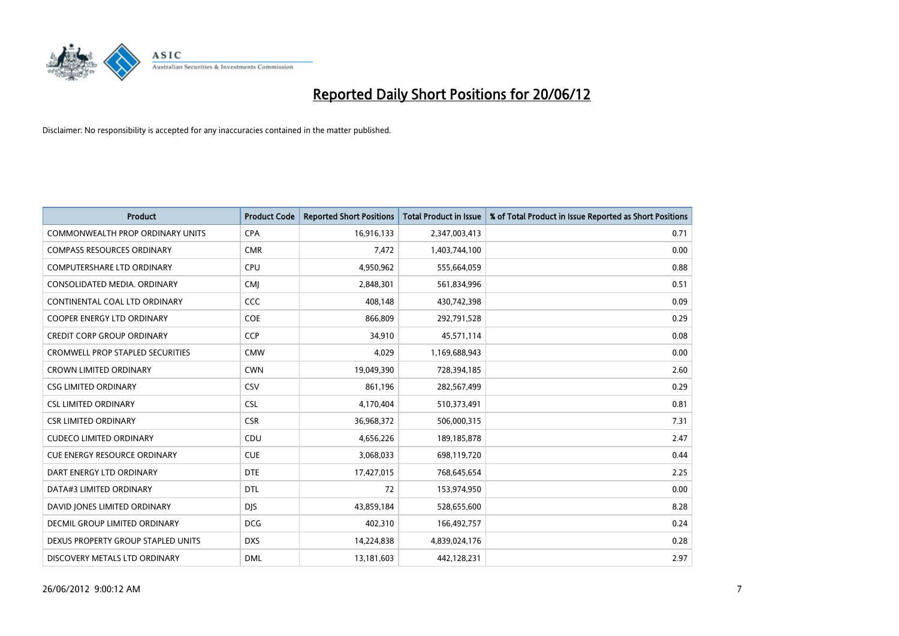# Reported Daily Short Positions for 20/06/12

Disclaimer: No responsibility is accepted for any inaccuracies contained in the matter published.

| Product | Product Code | Reported Short Positions | Total Product in Issue | % of Total Product in Issue Reported as Short Positions |
|---|---|---|---|---|
| COMMONWEALTH PROP ORDINARY UNITS | CPA | 16,916,133 | 2,347,003,413 | 0.71 |
| COMPASS RESOURCES ORDINARY | CMR | 7,472 | 1,403,744,100 | 0.00 |
| COMPUTERSHARE LTD ORDINARY | CPU | 4,950,962 | 555,664,059 | 0.88 |
| CONSOLIDATED MEDIA. ORDINARY | CMJ | 2,848,301 | 561,834,996 | 0.51 |
| CONTINENTAL COAL LTD ORDINARY | CCC | 408,148 | 430,742,398 | 0.09 |
| COOPER ENERGY LTD ORDINARY | COE | 866,809 | 292,791,528 | 0.29 |
| CREDIT CORP GROUP ORDINARY | CCP | 34,910 | 45,571,114 | 0.08 |
| CROMWELL PROP STAPLED SECURITIES | CMW | 4,029 | 1,169,688,943 | 0.00 |
| CROWN LIMITED ORDINARY | CWN | 19,049,390 | 728,394,185 | 2.60 |
| CSG LIMITED ORDINARY | CSV | 861,196 | 282,567,499 | 0.29 |
| CSL LIMITED ORDINARY | CSL | 4,170,404 | 510,373,491 | 0.81 |
| CSR LIMITED ORDINARY | CSR | 36,968,372 | 506,000,315 | 7.31 |
| CUDECO LIMITED ORDINARY | CDU | 4,656,226 | 189,185,878 | 2.47 |
| CUE ENERGY RESOURCE ORDINARY | CUE | 3,068,033 | 698,119,720 | 0.44 |
| DART ENERGY LTD ORDINARY | DTE | 17,427,015 | 768,645,654 | 2.25 |
| DATA#3 LIMITED ORDINARY | DTL | 72 | 153,974,950 | 0.00 |
| DAVID JONES LIMITED ORDINARY | DJS | 43,859,184 | 528,655,600 | 8.28 |
| DECMIL GROUP LIMITED ORDINARY | DCG | 402,310 | 166,492,757 | 0.24 |
| DEXUS PROPERTY GROUP STAPLED UNITS | DXS | 14,224,838 | 4,839,024,176 | 0.28 |
| DISCOVERY METALS LTD ORDINARY | DML | 13,181,603 | 442,128,231 | 2.97 |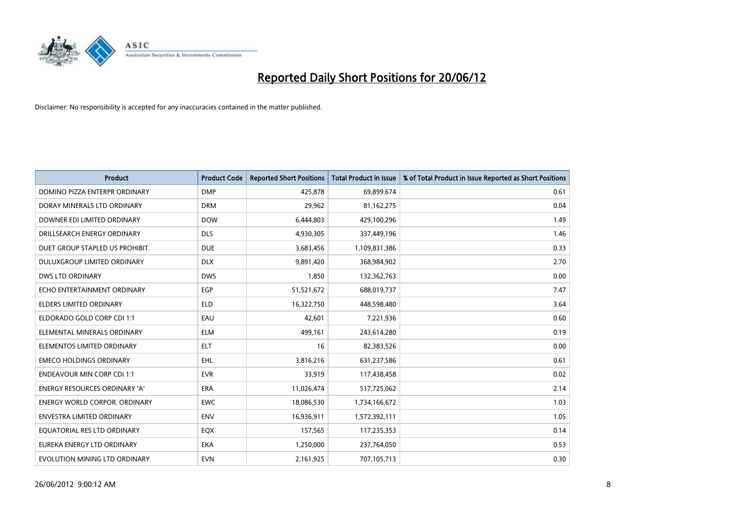# Reported Daily Short Positions for 20/06/12

Disclaimer: No responsibility is accepted for any inaccuracies contained in the matter published.

| Product | Product Code | Reported Short Positions | Total Product in Issue | % of Total Product in Issue Reported as Short Positions |
|---|---|---|---|---|
| DOMINO PIZZA ENTERPR ORDINARY | DMP | 425,878 | 69,899,674 | 0.61 |
| DORAY MINERALS LTD ORDINARY | DRM | 29,962 | 81,162,275 | 0.04 |
| DOWNER EDI LIMITED ORDINARY | DOW | 6,444,803 | 429,100,296 | 1.49 |
| DRILLSEARCH ENERGY ORDINARY | DLS | 4,930,305 | 337,449,196 | 1.46 |
| DUET GROUP STAPLED US PROHIBIT. | DUE | 3,683,456 | 1,109,831,386 | 0.33 |
| DULUXGROUP LIMITED ORDINARY | DLX | 9,891,420 | 368,984,902 | 2.70 |
| DWS LTD ORDINARY | DWS | 1,850 | 132,362,763 | 0.00 |
| ECHO ENTERTAINMENT ORDINARY | EGP | 51,521,672 | 688,019,737 | 7.47 |
| ELDERS LIMITED ORDINARY | ELD | 16,322,750 | 448,598,480 | 3.64 |
| ELDORADO GOLD CORP CDI 1:1 | EAU | 42,601 | 7,221,936 | 0.60 |
| ELEMENTAL MINERALS ORDINARY | ELM | 499,161 | 243,614,280 | 0.19 |
| ELEMENTOS LIMITED ORDINARY | ELT | 16 | 82,383,526 | 0.00 |
| EMECO HOLDINGS ORDINARY | EHL | 3,816,216 | 631,237,586 | 0.61 |
| ENDEAVOUR MIN CORP CDI 1:1 | EVR | 33,919 | 117,438,458 | 0.02 |
| ENERGY RESOURCES ORDINARY 'A' | ERA | 11,026,474 | 517,725,062 | 2.14 |
| ENERGY WORLD CORPOR. ORDINARY | EWC | 18,086,530 | 1,734,166,672 | 1.03 |
| ENVESTRA LIMITED ORDINARY | ENV | 16,936,911 | 1,572,392,111 | 1.05 |
| EQUATORIAL RES LTD ORDINARY | EQX | 157,565 | 117,235,353 | 0.14 |
| EUREKA ENERGY LTD ORDINARY | EKA | 1,250,000 | 237,764,050 | 0.53 |
| EVOLUTION MINING LTD ORDINARY | EVN | 2,161,925 | 707,105,713 | 0.30 |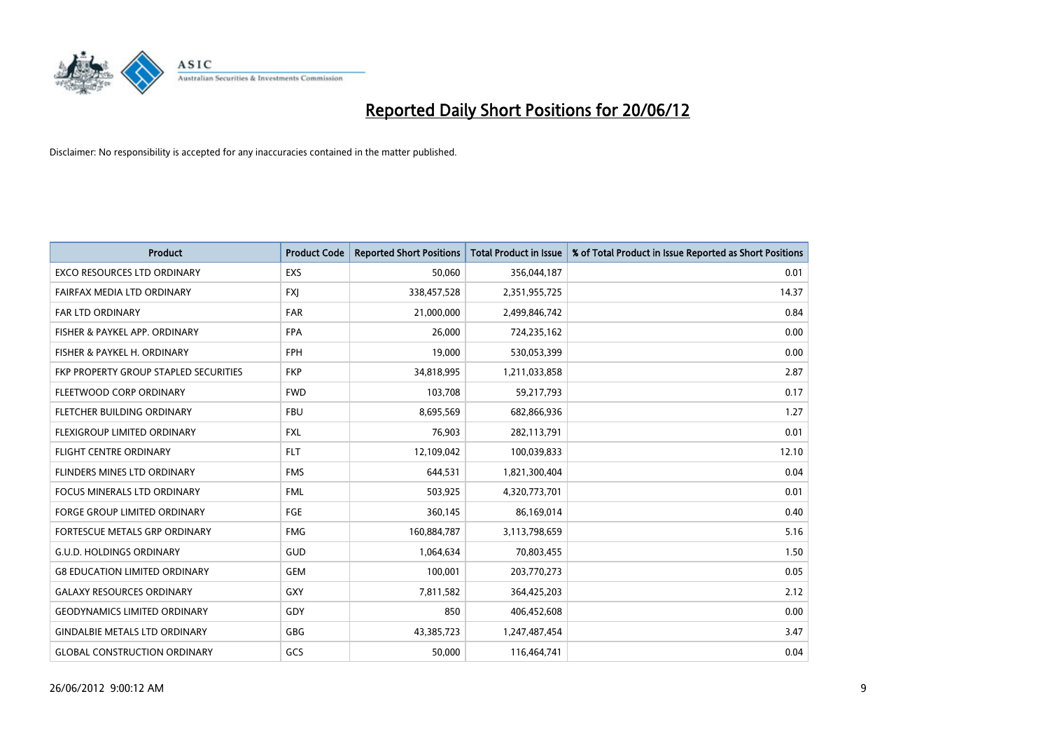# Reported Daily Short Positions for 20/06/12

Disclaimer: No responsibility is accepted for any inaccuracies contained in the matter published.

| Product | Product Code | Reported Short Positions | Total Product in Issue | % of Total Product in Issue Reported as Short Positions |
|---|---|---|---|---|
| EXCO RESOURCES LTD ORDINARY | EXS | 50,060 | 356,044,187 | 0.01 |
| FAIRFAX MEDIA LTD ORDINARY | FXJ | 338,457,528 | 2,351,955,725 | 14.37 |
| FAR LTD ORDINARY | FAR | 21,000,000 | 2,499,846,742 | 0.84 |
| FISHER & PAYKEL APP. ORDINARY | FPA | 26,000 | 724,235,162 | 0.00 |
| FISHER & PAYKEL H. ORDINARY | FPH | 19,000 | 530,053,399 | 0.00 |
| FKP PROPERTY GROUP STAPLED SECURITIES | FKP | 34,818,995 | 1,211,033,858 | 2.87 |
| FLEETWOOD CORP ORDINARY | FWD | 103,708 | 59,217,793 | 0.17 |
| FLETCHER BUILDING ORDINARY | FBU | 8,695,569 | 682,866,936 | 1.27 |
| FLEXIGROUP LIMITED ORDINARY | FXL | 76,903 | 282,113,791 | 0.01 |
| FLIGHT CENTRE ORDINARY | FLT | 12,109,042 | 100,039,833 | 12.10 |
| FLINDERS MINES LTD ORDINARY | FMS | 644,531 | 1,821,300,404 | 0.04 |
| FOCUS MINERALS LTD ORDINARY | FML | 503,925 | 4,320,773,701 | 0.01 |
| FORGE GROUP LIMITED ORDINARY | FGE | 360,145 | 86,169,014 | 0.40 |
| FORTESCUE METALS GRP ORDINARY | FMG | 160,884,787 | 3,113,798,659 | 5.16 |
| G.U.D. HOLDINGS ORDINARY | GUD | 1,064,634 | 70,803,455 | 1.50 |
| G8 EDUCATION LIMITED ORDINARY | GEM | 100,001 | 203,770,273 | 0.05 |
| GALAXY RESOURCES ORDINARY | GXY | 7,811,582 | 364,425,203 | 2.12 |
| GEODYNAMICS LIMITED ORDINARY | GDY | 850 | 406,452,608 | 0.00 |
| GINDALBIE METALS LTD ORDINARY | GBG | 43,385,723 | 1,247,487,454 | 3.47 |
| GLOBAL CONSTRUCTION ORDINARY | GCS | 50,000 | 116,464,741 | 0.04 |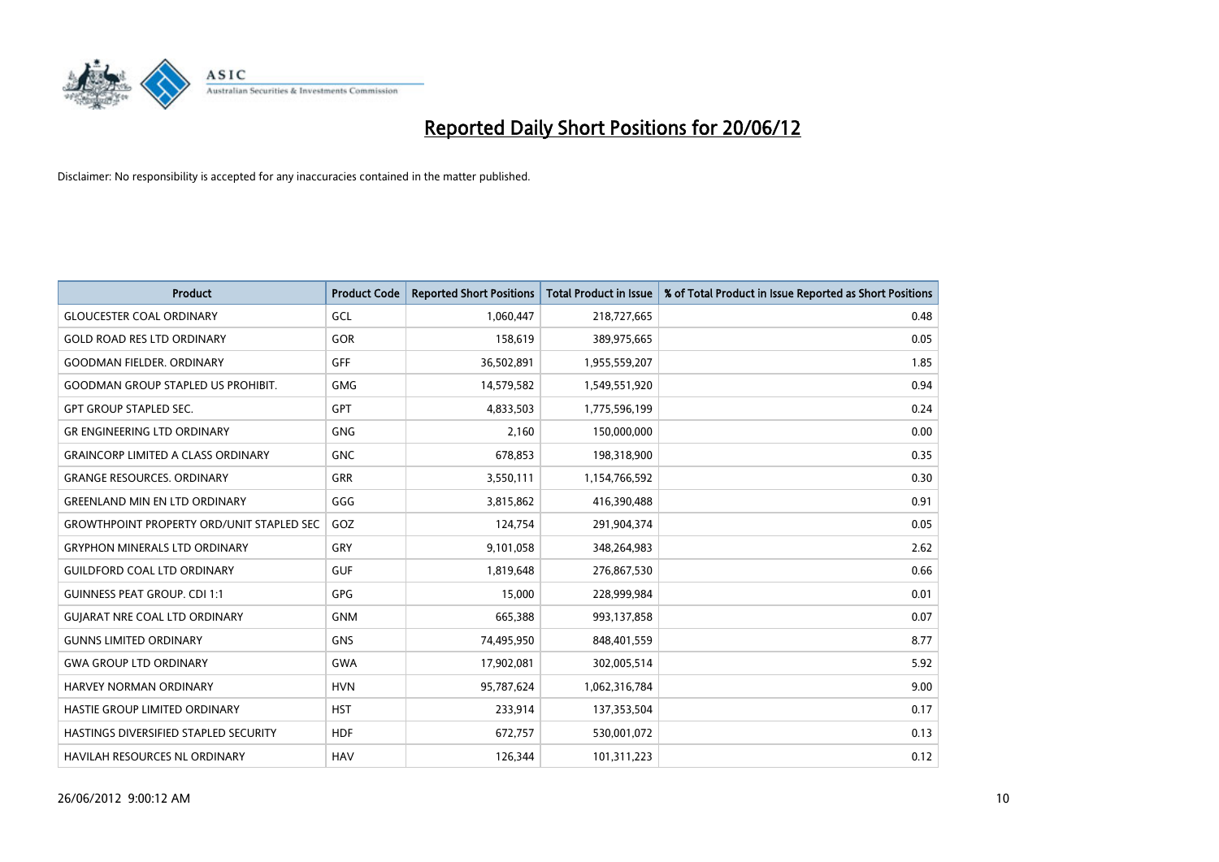# Reported Daily Short Positions for 20/06/12

Disclaimer: No responsibility is accepted for any inaccuracies contained in the matter published.

| Product | Product Code | Reported Short Positions | Total Product in Issue | % of Total Product in Issue Reported as Short Positions |
|---|---|---|---|---|
| GLOUCESTER COAL ORDINARY | GCL | 1,060,447 | 218,727,665 | 0.48 |
| GOLD ROAD RES LTD ORDINARY | GOR | 158,619 | 389,975,665 | 0.05 |
| GOODMAN FIELDER. ORDINARY | GFF | 36,502,891 | 1,955,559,207 | 1.85 |
| GOODMAN GROUP STAPLED US PROHIBIT. | GMG | 14,579,582 | 1,549,551,920 | 0.94 |
| GPT GROUP STAPLED SEC. | GPT | 4,833,503 | 1,775,596,199 | 0.24 |
| GR ENGINEERING LTD ORDINARY | GNG | 2,160 | 150,000,000 | 0.00 |
| GRAINCORP LIMITED A CLASS ORDINARY | GNC | 678,853 | 198,318,900 | 0.35 |
| GRANGE RESOURCES. ORDINARY | GRR | 3,550,111 | 1,154,766,592 | 0.30 |
| GREENLAND MIN EN LTD ORDINARY | GGG | 3,815,862 | 416,390,488 | 0.91 |
| GROWTHPOINT PROPERTY ORD/UNIT STAPLED SEC | GOZ | 124,754 | 291,904,374 | 0.05 |
| GRYPHON MINERALS LTD ORDINARY | GRY | 9,101,058 | 348,264,983 | 2.62 |
| GUILDFORD COAL LTD ORDINARY | GUF | 1,819,648 | 276,867,530 | 0.66 |
| GUINNESS PEAT GROUP. CDI 1:1 | GPG | 15,000 | 228,999,984 | 0.01 |
| GUJARAT NRE COAL LTD ORDINARY | GNM | 665,388 | 993,137,858 | 0.07 |
| GUNNS LIMITED ORDINARY | GNS | 74,495,950 | 848,401,559 | 8.77 |
| GWA GROUP LTD ORDINARY | GWA | 17,902,081 | 302,005,514 | 5.92 |
| HARVEY NORMAN ORDINARY | HVN | 95,787,624 | 1,062,316,784 | 9.00 |
| HASTIE GROUP LIMITED ORDINARY | HST | 233,914 | 137,353,504 | 0.17 |
| HASTINGS DIVERSIFIED STAPLED SECURITY | HDF | 672,757 | 530,001,072 | 0.13 |
| HAVILAH RESOURCES NL ORDINARY | HAV | 126,344 | 101,311,223 | 0.12 |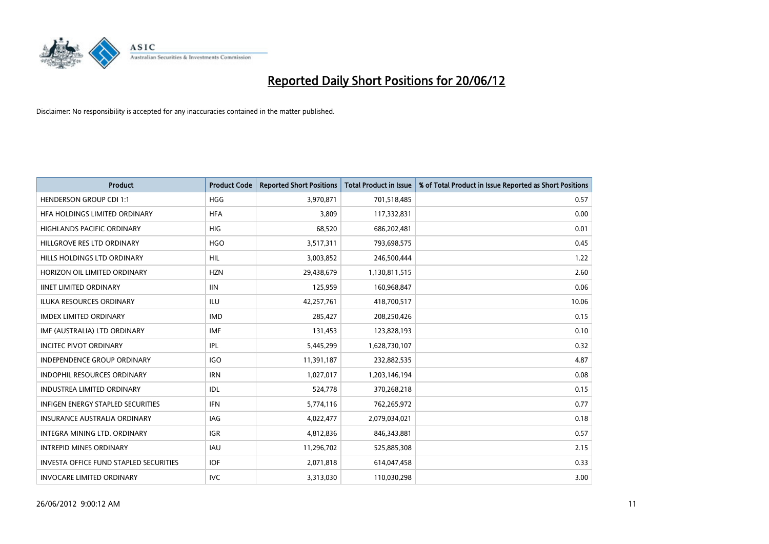# Reported Daily Short Positions for 20/06/12

Disclaimer: No responsibility is accepted for any inaccuracies contained in the matter published.

| Product | Product Code | Reported Short Positions | Total Product in Issue | % of Total Product in Issue Reported as Short Positions |
|---|---|---|---|---|
| HENDERSON GROUP CDI 1:1 | HGG | 3,970,871 | 701,518,485 | 0.57 |
| HFA HOLDINGS LIMITED ORDINARY | HFA | 3,809 | 117,332,831 | 0.00 |
| HIGHLANDS PACIFIC ORDINARY | HIG | 68,520 | 686,202,481 | 0.01 |
| HILLGROVE RES LTD ORDINARY | HGO | 3,517,311 | 793,698,575 | 0.45 |
| HILLS HOLDINGS LTD ORDINARY | HIL | 3,003,852 | 246,500,444 | 1.22 |
| HORIZON OIL LIMITED ORDINARY | HZN | 29,438,679 | 1,130,811,515 | 2.60 |
| IINET LIMITED ORDINARY | IIN | 125,959 | 160,968,847 | 0.06 |
| ILUKA RESOURCES ORDINARY | ILU | 42,257,761 | 418,700,517 | 10.06 |
| IMDEX LIMITED ORDINARY | IMD | 285,427 | 208,250,426 | 0.15 |
| IMF (AUSTRALIA) LTD ORDINARY | IMF | 131,453 | 123,828,193 | 0.10 |
| INCITEC PIVOT ORDINARY | IPL | 5,445,299 | 1,628,730,107 | 0.32 |
| INDEPENDENCE GROUP ORDINARY | IGO | 11,391,187 | 232,882,535 | 4.87 |
| INDOPHIL RESOURCES ORDINARY | IRN | 1,027,017 | 1,203,146,194 | 0.08 |
| INDUSTREA LIMITED ORDINARY | IDL | 524,778 | 370,268,218 | 0.15 |
| INFIGEN ENERGY STAPLED SECURITIES | IFN | 5,774,116 | 762,265,972 | 0.77 |
| INSURANCE AUSTRALIA ORDINARY | IAG | 4,022,477 | 2,079,034,021 | 0.18 |
| INTEGRA MINING LTD. ORDINARY | IGR | 4,812,836 | 846,343,881 | 0.57 |
| INTREPID MINES ORDINARY | IAU | 11,296,702 | 525,885,308 | 2.15 |
| INVESTA OFFICE FUND STAPLED SECURITIES | IOF | 2,071,818 | 614,047,458 | 0.33 |
| INVOCARE LIMITED ORDINARY | IVC | 3,313,030 | 110,030,298 | 3.00 |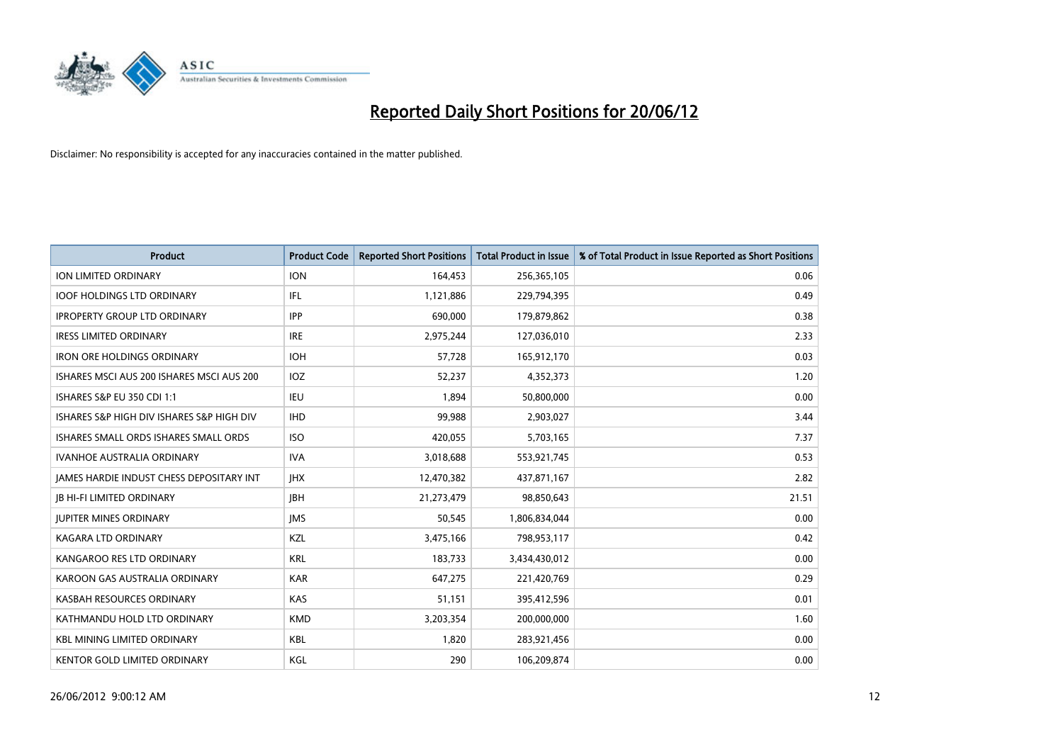# Reported Daily Short Positions for 20/06/12

Disclaimer: No responsibility is accepted for any inaccuracies contained in the matter published.

| Product | Product Code | Reported Short Positions | Total Product in Issue | % of Total Product in Issue Reported as Short Positions |
|---|---|---|---|---|
| ION LIMITED ORDINARY | ION | 164,453 | 256,365,105 | 0.06 |
| IOOF HOLDINGS LTD ORDINARY | IFL | 1,121,886 | 229,794,395 | 0.49 |
| IPROPERTY GROUP LTD ORDINARY | IPP | 690,000 | 179,879,862 | 0.38 |
| IRESS LIMITED ORDINARY | IRE | 2,975,244 | 127,036,010 | 2.33 |
| IRON ORE HOLDINGS ORDINARY | IOH | 57,728 | 165,912,170 | 0.03 |
| ISHARES MSCI AUS 200 ISHARES MSCI AUS 200 | IOZ | 52,237 | 4,352,373 | 1.20 |
| ISHARES S&P EU 350 CDI 1:1 | IEU | 1,894 | 50,800,000 | 0.00 |
| ISHARES S&P HIGH DIV ISHARES S&P HIGH DIV | IHD | 99,988 | 2,903,027 | 3.44 |
| ISHARES SMALL ORDS ISHARES SMALL ORDS | ISO | 420,055 | 5,703,165 | 7.37 |
| IVANHOE AUSTRALIA ORDINARY | IVA | 3,018,688 | 553,921,745 | 0.53 |
| JAMES HARDIE INDUST CHESS DEPOSITARY INT | JHX | 12,470,382 | 437,871,167 | 2.82 |
| JB HI-FI LIMITED ORDINARY | JBH | 21,273,479 | 98,850,643 | 21.51 |
| JUPITER MINES ORDINARY | JMS | 50,545 | 1,806,834,044 | 0.00 |
| KAGARA LTD ORDINARY | KZL | 3,475,166 | 798,953,117 | 0.42 |
| KANGAROO RES LTD ORDINARY | KRL | 183,733 | 3,434,430,012 | 0.00 |
| KAROON GAS AUSTRALIA ORDINARY | KAR | 647,275 | 221,420,769 | 0.29 |
| KASBAH RESOURCES ORDINARY | KAS | 51,151 | 395,412,596 | 0.01 |
| KATHMANDU HOLD LTD ORDINARY | KMD | 3,203,354 | 200,000,000 | 1.60 |
| KBL MINING LIMITED ORDINARY | KBL | 1,820 | 283,921,456 | 0.00 |
| KENTOR GOLD LIMITED ORDINARY | KGL | 290 | 106,209,874 | 0.00 |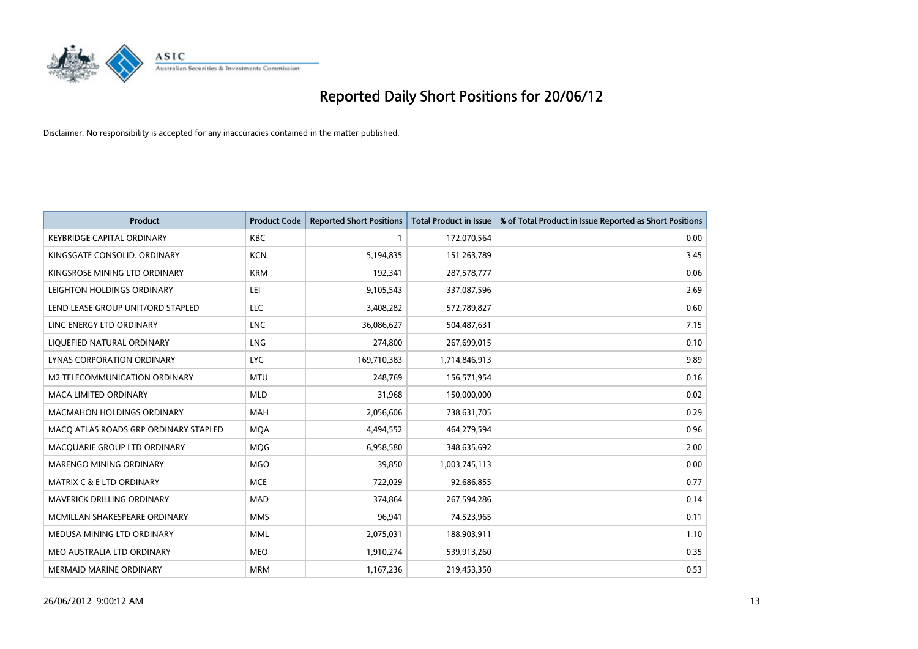# Reported Daily Short Positions for 20/06/12

Disclaimer: No responsibility is accepted for any inaccuracies contained in the matter published.

| Product | Product Code | Reported Short Positions | Total Product in Issue | % of Total Product in Issue Reported as Short Positions |
|---|---|---|---|---|
| KEYBRIDGE CAPITAL ORDINARY | KBC | 1 | 172,070,564 | 0.00 |
| KINGSGATE CONSOLID. ORDINARY | KCN | 5,194,835 | 151,263,789 | 3.45 |
| KINGSROSE MINING LTD ORDINARY | KRM | 192,341 | 287,578,777 | 0.06 |
| LEIGHTON HOLDINGS ORDINARY | LEI | 9,105,543 | 337,087,596 | 2.69 |
| LEND LEASE GROUP UNIT/ORD STAPLED | LLC | 3,408,282 | 572,789,827 | 0.60 |
| LINC ENERGY LTD ORDINARY | LNC | 36,086,627 | 504,487,631 | 7.15 |
| LIQUEFIED NATURAL ORDINARY | LNG | 274,800 | 267,699,015 | 0.10 |
| LYNAS CORPORATION ORDINARY | LYC | 169,710,383 | 1,714,846,913 | 9.89 |
| M2 TELECOMMUNICATION ORDINARY | MTU | 248,769 | 156,571,954 | 0.16 |
| MACA LIMITED ORDINARY | MLD | 31,968 | 150,000,000 | 0.02 |
| MACMAHON HOLDINGS ORDINARY | MAH | 2,056,606 | 738,631,705 | 0.29 |
| MACQ ATLAS ROADS GRP ORDINARY STAPLED | MQA | 4,494,552 | 464,279,594 | 0.96 |
| MACQUARIE GROUP LTD ORDINARY | MQG | 6,958,580 | 348,635,692 | 2.00 |
| MARENGO MINING ORDINARY | MGO | 39,850 | 1,003,745,113 | 0.00 |
| MATRIX C & E LTD ORDINARY | MCE | 722,029 | 92,686,855 | 0.77 |
| MAVERICK DRILLING ORDINARY | MAD | 374,864 | 267,594,286 | 0.14 |
| MCMILLAN SHAKESPEARE ORDINARY | MMS | 96,941 | 74,523,965 | 0.11 |
| MEDUSA MINING LTD ORDINARY | MML | 2,075,031 | 188,903,911 | 1.10 |
| MEO AUSTRALIA LTD ORDINARY | MEO | 1,910,274 | 539,913,260 | 0.35 |
| MERMAID MARINE ORDINARY | MRM | 1,167,236 | 219,453,350 | 0.53 |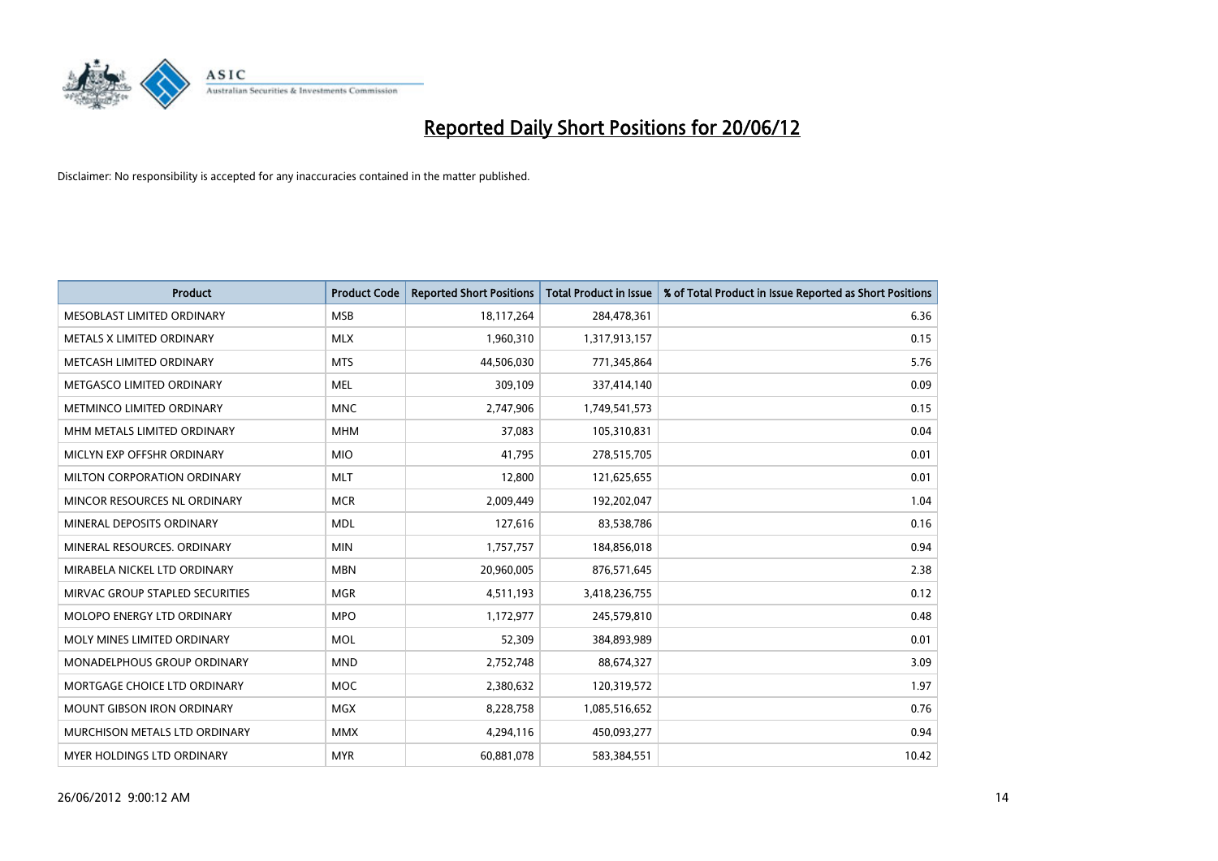# Reported Daily Short Positions for 20/06/12

Disclaimer: No responsibility is accepted for any inaccuracies contained in the matter published.

| Product | Product Code | Reported Short Positions | Total Product in Issue | % of Total Product in Issue Reported as Short Positions |
|---|---|---|---|---|
| MESOBLAST LIMITED ORDINARY | MSB | 18,117,264 | 284,478,361 | 6.36 |
| METALS X LIMITED ORDINARY | MLX | 1,960,310 | 1,317,913,157 | 0.15 |
| METCASH LIMITED ORDINARY | MTS | 44,506,030 | 771,345,864 | 5.76 |
| METGASCO LIMITED ORDINARY | MEL | 309,109 | 337,414,140 | 0.09 |
| METMINCO LIMITED ORDINARY | MNC | 2,747,906 | 1,749,541,573 | 0.15 |
| MHM METALS LIMITED ORDINARY | MHM | 37,083 | 105,310,831 | 0.04 |
| MICLYN EXP OFFSHR ORDINARY | MIO | 41,795 | 278,515,705 | 0.01 |
| MILTON CORPORATION ORDINARY | MLT | 12,800 | 121,625,655 | 0.01 |
| MINCOR RESOURCES NL ORDINARY | MCR | 2,009,449 | 192,202,047 | 1.04 |
| MINERAL DEPOSITS ORDINARY | MDL | 127,616 | 83,538,786 | 0.16 |
| MINERAL RESOURCES. ORDINARY | MIN | 1,757,757 | 184,856,018 | 0.94 |
| MIRABELA NICKEL LTD ORDINARY | MBN | 20,960,005 | 876,571,645 | 2.38 |
| MIRVAC GROUP STAPLED SECURITIES | MGR | 4,511,193 | 3,418,236,755 | 0.12 |
| MOLOPO ENERGY LTD ORDINARY | MPO | 1,172,977 | 245,579,810 | 0.48 |
| MOLY MINES LIMITED ORDINARY | MOL | 52,309 | 384,893,989 | 0.01 |
| MONADELPHOUS GROUP ORDINARY | MND | 2,752,748 | 88,674,327 | 3.09 |
| MORTGAGE CHOICE LTD ORDINARY | MOC | 2,380,632 | 120,319,572 | 1.97 |
| MOUNT GIBSON IRON ORDINARY | MGX | 8,228,758 | 1,085,516,652 | 0.76 |
| MURCHISON METALS LTD ORDINARY | MMX | 4,294,116 | 450,093,277 | 0.94 |
| MYER HOLDINGS LTD ORDINARY | MYR | 60,881,078 | 583,384,551 | 10.42 |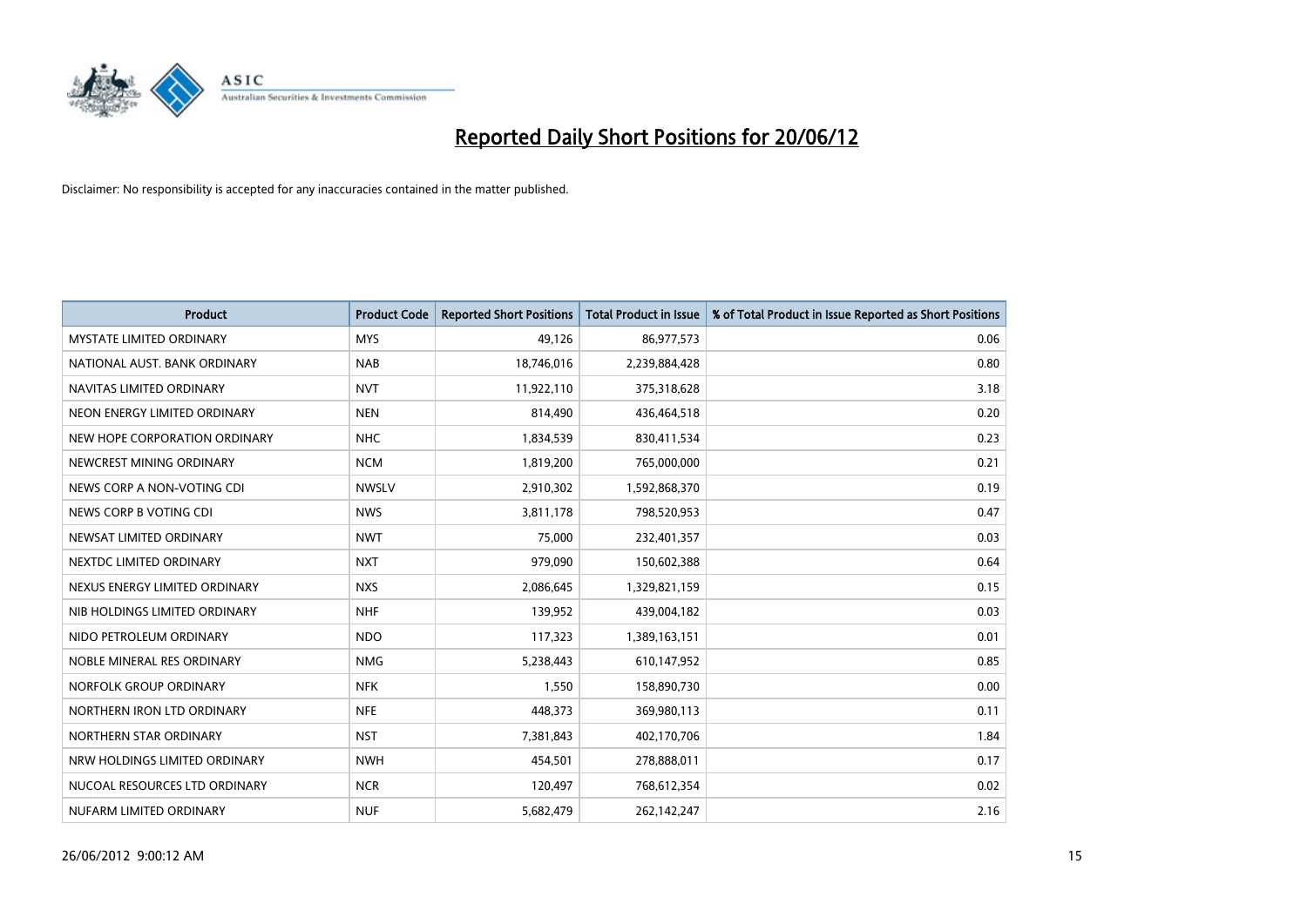# Reported Daily Short Positions for 20/06/12

Disclaimer: No responsibility is accepted for any inaccuracies contained in the matter published.

| Product | Product Code | Reported Short Positions | Total Product in Issue | % of Total Product in Issue Reported as Short Positions |
|---|---|---|---|---|
| MYSTATE LIMITED ORDINARY | MYS | 49,126 | 86,977,573 | 0.06 |
| NATIONAL AUST. BANK ORDINARY | NAB | 18,746,016 | 2,239,884,428 | 0.80 |
| NAVITAS LIMITED ORDINARY | NVT | 11,922,110 | 375,318,628 | 3.18 |
| NEON ENERGY LIMITED ORDINARY | NEN | 814,490 | 436,464,518 | 0.20 |
| NEW HOPE CORPORATION ORDINARY | NHC | 1,834,539 | 830,411,534 | 0.23 |
| NEWCREST MINING ORDINARY | NCM | 1,819,200 | 765,000,000 | 0.21 |
| NEWS CORP A NON-VOTING CDI | NWSLV | 2,910,302 | 1,592,868,370 | 0.19 |
| NEWS CORP B VOTING CDI | NWS | 3,811,178 | 798,520,953 | 0.47 |
| NEWSAT LIMITED ORDINARY | NWT | 75,000 | 232,401,357 | 0.03 |
| NEXTDC LIMITED ORDINARY | NXT | 979,090 | 150,602,388 | 0.64 |
| NEXUS ENERGY LIMITED ORDINARY | NXS | 2,086,645 | 1,329,821,159 | 0.15 |
| NIB HOLDINGS LIMITED ORDINARY | NHF | 139,952 | 439,004,182 | 0.03 |
| NIDO PETROLEUM ORDINARY | NDO | 117,323 | 1,389,163,151 | 0.01 |
| NOBLE MINERAL RES ORDINARY | NMG | 5,238,443 | 610,147,952 | 0.85 |
| NORFOLK GROUP ORDINARY | NFK | 1,550 | 158,890,730 | 0.00 |
| NORTHERN IRON LTD ORDINARY | NFE | 448,373 | 369,980,113 | 0.11 |
| NORTHERN STAR ORDINARY | NST | 7,381,843 | 402,170,706 | 1.84 |
| NRW HOLDINGS LIMITED ORDINARY | NWH | 454,501 | 278,888,011 | 0.17 |
| NUCOAL RESOURCES LTD ORDINARY | NCR | 120,497 | 768,612,354 | 0.02 |
| NUFARM LIMITED ORDINARY | NUF | 5,682,479 | 262,142,247 | 2.16 |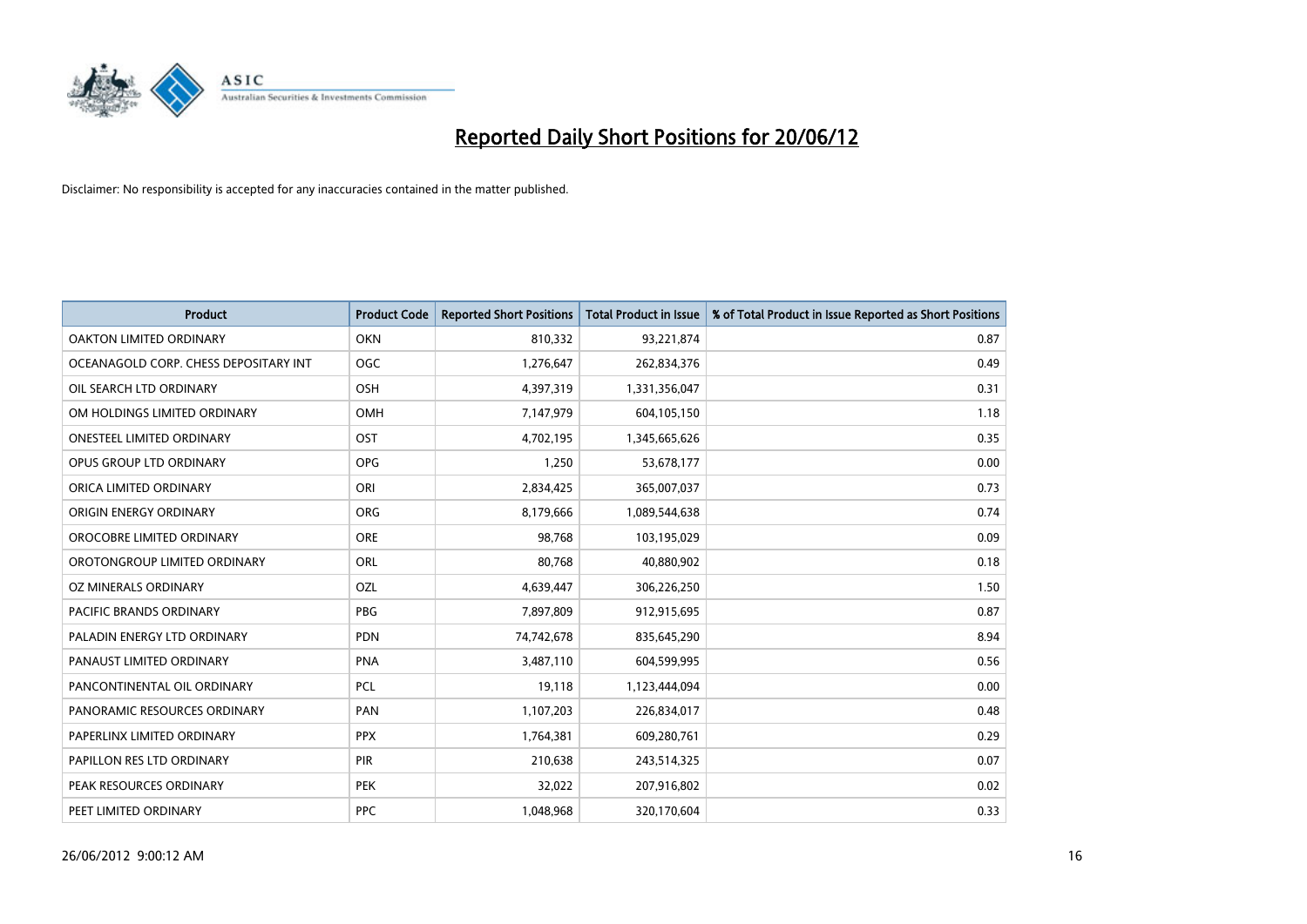# Reported Daily Short Positions for 20/06/12

Disclaimer: No responsibility is accepted for any inaccuracies contained in the matter published.

| Product | Product Code | Reported Short Positions | Total Product in Issue | % of Total Product in Issue Reported as Short Positions |
|---|---|---|---|---|
| OAKTON LIMITED ORDINARY | OKN | 810,332 | 93,221,874 | 0.87 |
| OCEANAGOLD CORP. CHESS DEPOSITARY INT | OGC | 1,276,647 | 262,834,376 | 0.49 |
| OIL SEARCH LTD ORDINARY | OSH | 4,397,319 | 1,331,356,047 | 0.31 |
| OM HOLDINGS LIMITED ORDINARY | OMH | 7,147,979 | 604,105,150 | 1.18 |
| ONESTEEL LIMITED ORDINARY | OST | 4,702,195 | 1,345,665,626 | 0.35 |
| OPUS GROUP LTD ORDINARY | OPG | 1,250 | 53,678,177 | 0.00 |
| ORICA LIMITED ORDINARY | ORI | 2,834,425 | 365,007,037 | 0.73 |
| ORIGIN ENERGY ORDINARY | ORG | 8,179,666 | 1,089,544,638 | 0.74 |
| OROCOBRE LIMITED ORDINARY | ORE | 98,768 | 103,195,029 | 0.09 |
| OROTONGROUP LIMITED ORDINARY | ORL | 80,768 | 40,880,902 | 0.18 |
| OZ MINERALS ORDINARY | OZL | 4,639,447 | 306,226,250 | 1.50 |
| PACIFIC BRANDS ORDINARY | PBG | 7,897,809 | 912,915,695 | 0.87 |
| PALADIN ENERGY LTD ORDINARY | PDN | 74,742,678 | 835,645,290 | 8.94 |
| PANAUST LIMITED ORDINARY | PNA | 3,487,110 | 604,599,995 | 0.56 |
| PANCONTINENTAL OIL ORDINARY | PCL | 19,118 | 1,123,444,094 | 0.00 |
| PANORAMIC RESOURCES ORDINARY | PAN | 1,107,203 | 226,834,017 | 0.48 |
| PAPERLINX LIMITED ORDINARY | PPX | 1,764,381 | 609,280,761 | 0.29 |
| PAPILLON RES LTD ORDINARY | PIR | 210,638 | 243,514,325 | 0.07 |
| PEAK RESOURCES ORDINARY | PEK | 32,022 | 207,916,802 | 0.02 |
| PEET LIMITED ORDINARY | PPC | 1,048,968 | 320,170,604 | 0.33 |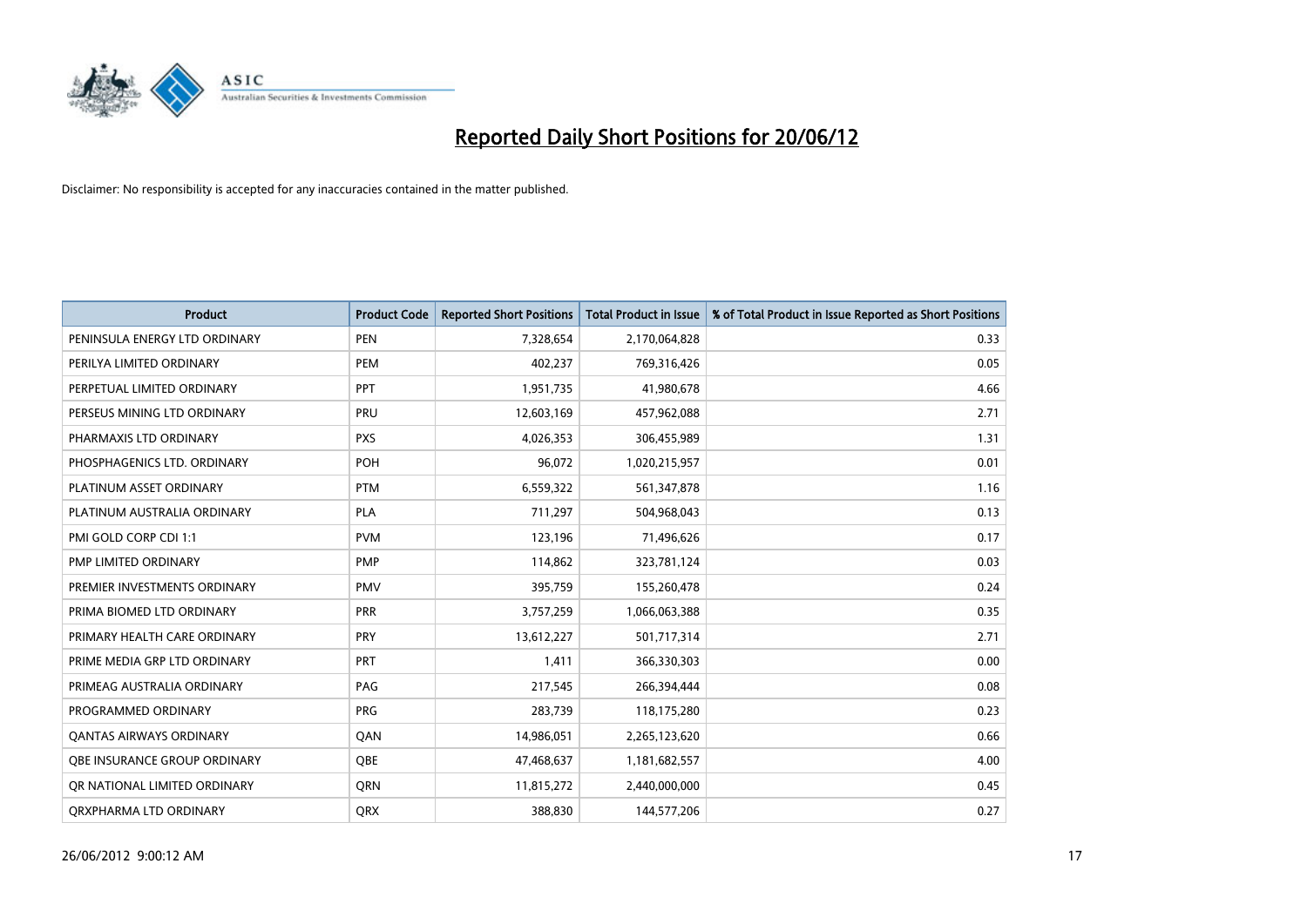# Reported Daily Short Positions for 20/06/12

Disclaimer: No responsibility is accepted for any inaccuracies contained in the matter published.

| Product | Product Code | Reported Short Positions | Total Product in Issue | % of Total Product in Issue Reported as Short Positions |
|---|---|---|---|---|
| PENINSULA ENERGY LTD ORDINARY | PEN | 7,328,654 | 2,170,064,828 | 0.33 |
| PERILYA LIMITED ORDINARY | PEM | 402,237 | 769,316,426 | 0.05 |
| PERPETUAL LIMITED ORDINARY | PPT | 1,951,735 | 41,980,678 | 4.66 |
| PERSEUS MINING LTD ORDINARY | PRU | 12,603,169 | 457,962,088 | 2.71 |
| PHARMAXIS LTD ORDINARY | PXS | 4,026,353 | 306,455,989 | 1.31 |
| PHOSPHAGENICS LTD. ORDINARY | POH | 96,072 | 1,020,215,957 | 0.01 |
| PLATINUM ASSET ORDINARY | PTM | 6,559,322 | 561,347,878 | 1.16 |
| PLATINUM AUSTRALIA ORDINARY | PLA | 711,297 | 504,968,043 | 0.13 |
| PMI GOLD CORP CDI 1:1 | PVM | 123,196 | 71,496,626 | 0.17 |
| PMP LIMITED ORDINARY | PMP | 114,862 | 323,781,124 | 0.03 |
| PREMIER INVESTMENTS ORDINARY | PMV | 395,759 | 155,260,478 | 0.24 |
| PRIMA BIOMED LTD ORDINARY | PRR | 3,757,259 | 1,066,063,388 | 0.35 |
| PRIMARY HEALTH CARE ORDINARY | PRY | 13,612,227 | 501,717,314 | 2.71 |
| PRIME MEDIA GRP LTD ORDINARY | PRT | 1,411 | 366,330,303 | 0.00 |
| PRIMEAG AUSTRALIA ORDINARY | PAG | 217,545 | 266,394,444 | 0.08 |
| PROGRAMMED ORDINARY | PRG | 283,739 | 118,175,280 | 0.23 |
| QANTAS AIRWAYS ORDINARY | QAN | 14,986,051 | 2,265,123,620 | 0.66 |
| QBE INSURANCE GROUP ORDINARY | QBE | 47,468,637 | 1,181,682,557 | 4.00 |
| QR NATIONAL LIMITED ORDINARY | QRN | 11,815,272 | 2,440,000,000 | 0.45 |
| QRXPHARMA LTD ORDINARY | QRX | 388,830 | 144,577,206 | 0.27 |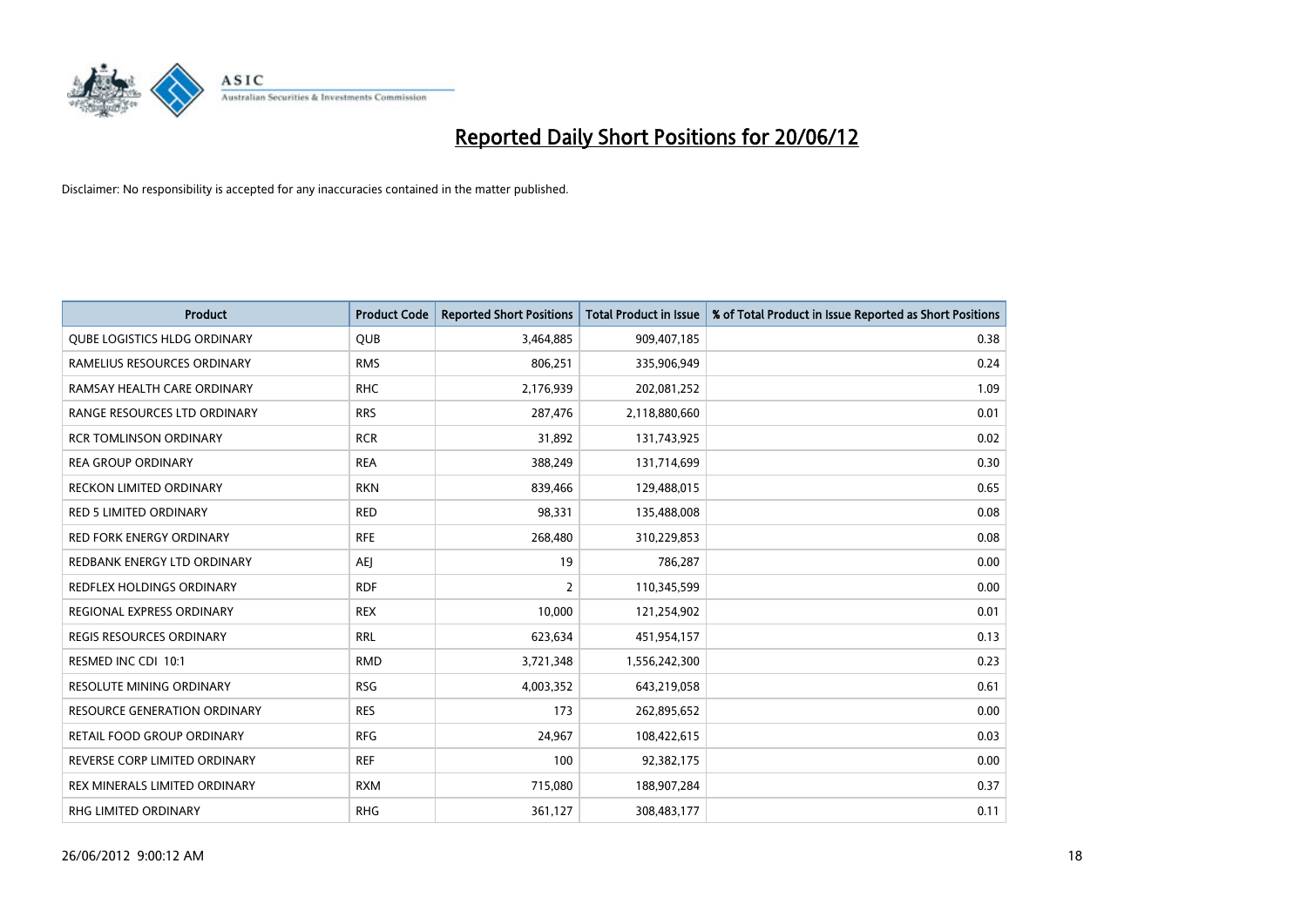# Reported Daily Short Positions for 20/06/12

Disclaimer: No responsibility is accepted for any inaccuracies contained in the matter published.

| Product | Product Code | Reported Short Positions | Total Product in Issue | % of Total Product in Issue Reported as Short Positions |
|---|---|---|---|---|
| QUBE LOGISTICS HLDG ORDINARY | QUB | 3,464,885 | 909,407,185 | 0.38 |
| RAMELIUS RESOURCES ORDINARY | RMS | 806,251 | 335,906,949 | 0.24 |
| RAMSAY HEALTH CARE ORDINARY | RHC | 2,176,939 | 202,081,252 | 1.09 |
| RANGE RESOURCES LTD ORDINARY | RRS | 287,476 | 2,118,880,660 | 0.01 |
| RCR TOMLINSON ORDINARY | RCR | 31,892 | 131,743,925 | 0.02 |
| REA GROUP ORDINARY | REA | 388,249 | 131,714,699 | 0.30 |
| RECKON LIMITED ORDINARY | RKN | 839,466 | 129,488,015 | 0.65 |
| RED 5 LIMITED ORDINARY | RED | 98,331 | 135,488,008 | 0.08 |
| RED FORK ENERGY ORDINARY | RFE | 268,480 | 310,229,853 | 0.08 |
| REDBANK ENERGY LTD ORDINARY | AEJ | 19 | 786,287 | 0.00 |
| REDFLEX HOLDINGS ORDINARY | RDF | 2 | 110,345,599 | 0.00 |
| REGIONAL EXPRESS ORDINARY | REX | 10,000 | 121,254,902 | 0.01 |
| REGIS RESOURCES ORDINARY | RRL | 623,634 | 451,954,157 | 0.13 |
| RESMED INC CDI 10:1 | RMD | 3,721,348 | 1,556,242,300 | 0.23 |
| RESOLUTE MINING ORDINARY | RSG | 4,003,352 | 643,219,058 | 0.61 |
| RESOURCE GENERATION ORDINARY | RES | 173 | 262,895,652 | 0.00 |
| RETAIL FOOD GROUP ORDINARY | RFG | 24,967 | 108,422,615 | 0.03 |
| REVERSE CORP LIMITED ORDINARY | REF | 100 | 92,382,175 | 0.00 |
| REX MINERALS LIMITED ORDINARY | RXM | 715,080 | 188,907,284 | 0.37 |
| RHG LIMITED ORDINARY | RHG | 361,127 | 308,483,177 | 0.11 |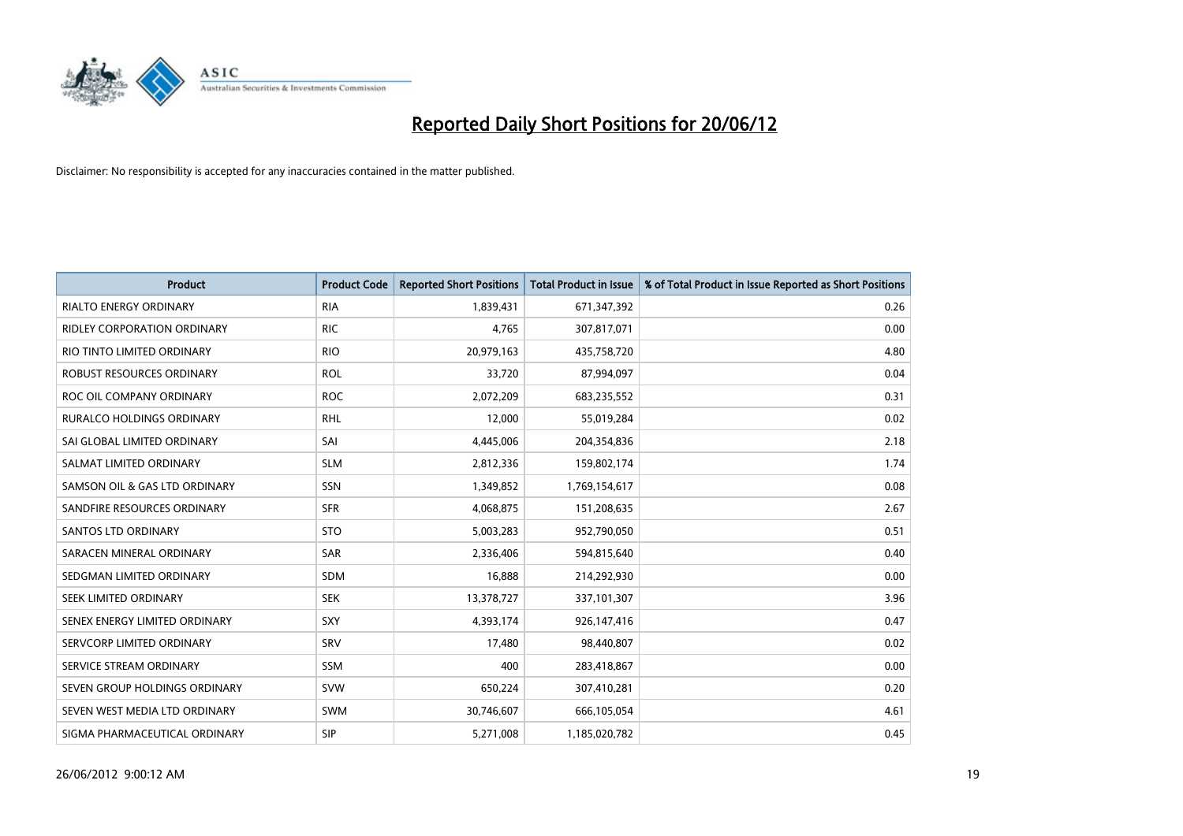# Reported Daily Short Positions for 20/06/12

Disclaimer: No responsibility is accepted for any inaccuracies contained in the matter published.

| Product | Product Code | Reported Short Positions | Total Product in Issue | % of Total Product in Issue Reported as Short Positions |
|---|---|---|---|---|
| RIALTO ENERGY ORDINARY | RIA | 1,839,431 | 671,347,392 | 0.26 |
| RIDLEY CORPORATION ORDINARY | RIC | 4,765 | 307,817,071 | 0.00 |
| RIO TINTO LIMITED ORDINARY | RIO | 20,979,163 | 435,758,720 | 4.80 |
| ROBUST RESOURCES ORDINARY | ROL | 33,720 | 87,994,097 | 0.04 |
| ROC OIL COMPANY ORDINARY | ROC | 2,072,209 | 683,235,552 | 0.31 |
| RURALCO HOLDINGS ORDINARY | RHL | 12,000 | 55,019,284 | 0.02 |
| SAI GLOBAL LIMITED ORDINARY | SAI | 4,445,006 | 204,354,836 | 2.18 |
| SALMAT LIMITED ORDINARY | SLM | 2,812,336 | 159,802,174 | 1.74 |
| SAMSON OIL & GAS LTD ORDINARY | SSN | 1,349,852 | 1,769,154,617 | 0.08 |
| SANDFIRE RESOURCES ORDINARY | SFR | 4,068,875 | 151,208,635 | 2.67 |
| SANTOS LTD ORDINARY | STO | 5,003,283 | 952,790,050 | 0.51 |
| SARACEN MINERAL ORDINARY | SAR | 2,336,406 | 594,815,640 | 0.40 |
| SEDGMAN LIMITED ORDINARY | SDM | 16,888 | 214,292,930 | 0.00 |
| SEEK LIMITED ORDINARY | SEK | 13,378,727 | 337,101,307 | 3.96 |
| SENEX ENERGY LIMITED ORDINARY | SXY | 4,393,174 | 926,147,416 | 0.47 |
| SERVCORP LIMITED ORDINARY | SRV | 17,480 | 98,440,807 | 0.02 |
| SERVICE STREAM ORDINARY | SSM | 400 | 283,418,867 | 0.00 |
| SEVEN GROUP HOLDINGS ORDINARY | SVW | 650,224 | 307,410,281 | 0.20 |
| SEVEN WEST MEDIA LTD ORDINARY | SWM | 30,746,607 | 666,105,054 | 4.61 |
| SIGMA PHARMACEUTICAL ORDINARY | SIP | 5,271,008 | 1,185,020,782 | 0.45 |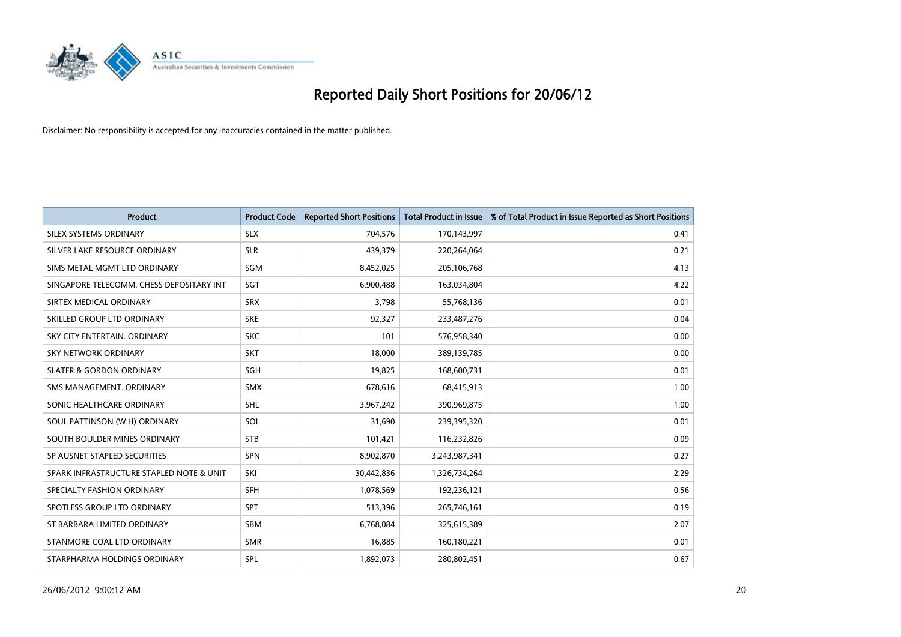# Reported Daily Short Positions for 20/06/12

Disclaimer: No responsibility is accepted for any inaccuracies contained in the matter published.

| Product | Product Code | Reported Short Positions | Total Product in Issue | % of Total Product in Issue Reported as Short Positions |
|---|---|---|---|---|
| SILEX SYSTEMS ORDINARY | SLX | 704,576 | 170,143,997 | 0.41 |
| SILVER LAKE RESOURCE ORDINARY | SLR | 439,379 | 220,264,064 | 0.21 |
| SIMS METAL MGMT LTD ORDINARY | SGM | 8,452,025 | 205,106,768 | 4.13 |
| SINGAPORE TELECOMM. CHESS DEPOSITARY INT | SGT | 6,900,488 | 163,034,804 | 4.22 |
| SIRTEX MEDICAL ORDINARY | SRX | 3,798 | 55,768,136 | 0.01 |
| SKILLED GROUP LTD ORDINARY | SKE | 92,327 | 233,487,276 | 0.04 |
| SKY CITY ENTERTAIN. ORDINARY | SKC | 101 | 576,958,340 | 0.00 |
| SKY NETWORK ORDINARY | SKT | 18,000 | 389,139,785 | 0.00 |
| SLATER & GORDON ORDINARY | SGH | 19,825 | 168,600,731 | 0.01 |
| SMS MANAGEMENT. ORDINARY | SMX | 678,616 | 68,415,913 | 1.00 |
| SONIC HEALTHCARE ORDINARY | SHL | 3,967,242 | 390,969,875 | 1.00 |
| SOUL PATTINSON (W.H) ORDINARY | SOL | 31,690 | 239,395,320 | 0.01 |
| SOUTH BOULDER MINES ORDINARY | STB | 101,421 | 116,232,826 | 0.09 |
| SP AUSNET STAPLED SECURITIES | SPN | 8,902,870 | 3,243,987,341 | 0.27 |
| SPARK INFRASTRUCTURE STAPLED NOTE & UNIT | SKI | 30,442,836 | 1,326,734,264 | 2.29 |
| SPECIALTY FASHION ORDINARY | SFH | 1,078,569 | 192,236,121 | 0.56 |
| SPOTLESS GROUP LTD ORDINARY | SPT | 513,396 | 265,746,161 | 0.19 |
| ST BARBARA LIMITED ORDINARY | SBM | 6,768,084 | 325,615,389 | 2.07 |
| STANMORE COAL LTD ORDINARY | SMR | 16,885 | 160,180,221 | 0.01 |
| STARPHARMA HOLDINGS ORDINARY | SPL | 1,892,073 | 280,802,451 | 0.67 |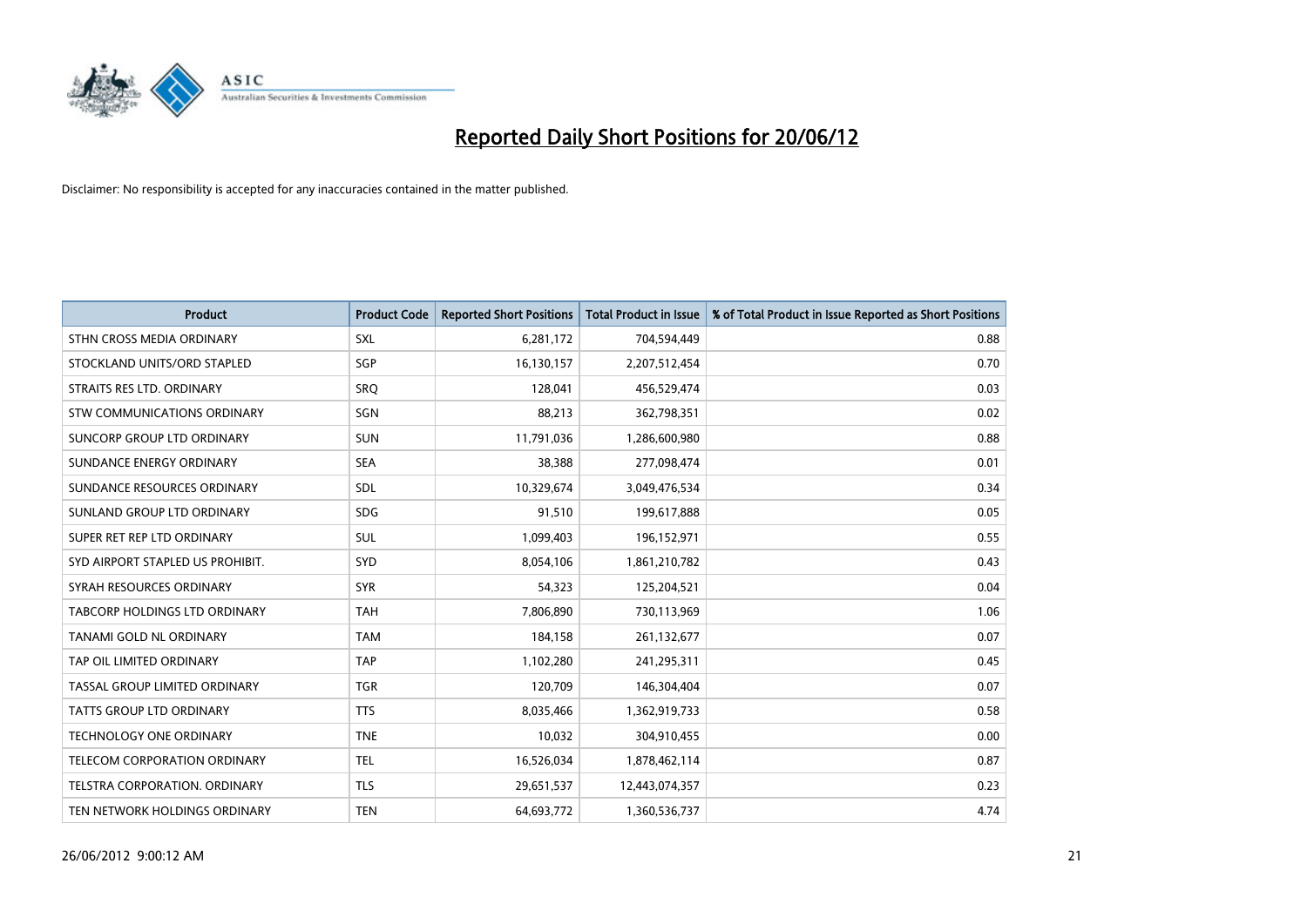# Reported Daily Short Positions for 20/06/12

Disclaimer: No responsibility is accepted for any inaccuracies contained in the matter published.

| Product | Product Code | Reported Short Positions | Total Product in Issue | % of Total Product in Issue Reported as Short Positions |
|---|---|---|---|---|
| STHN CROSS MEDIA ORDINARY | SXL | 6,281,172 | 704,594,449 | 0.88 |
| STOCKLAND UNITS/ORD STAPLED | SGP | 16,130,157 | 2,207,512,454 | 0.70 |
| STRAITS RES LTD. ORDINARY | SRQ | 128,041 | 456,529,474 | 0.03 |
| STW COMMUNICATIONS ORDINARY | SGN | 88,213 | 362,798,351 | 0.02 |
| SUNCORP GROUP LTD ORDINARY | SUN | 11,791,036 | 1,286,600,980 | 0.88 |
| SUNDANCE ENERGY ORDINARY | SEA | 38,388 | 277,098,474 | 0.01 |
| SUNDANCE RESOURCES ORDINARY | SDL | 10,329,674 | 3,049,476,534 | 0.34 |
| SUNLAND GROUP LTD ORDINARY | SDG | 91,510 | 199,617,888 | 0.05 |
| SUPER RET REP LTD ORDINARY | SUL | 1,099,403 | 196,152,971 | 0.55 |
| SYD AIRPORT STAPLED US PROHIBIT. | SYD | 8,054,106 | 1,861,210,782 | 0.43 |
| SYRAH RESOURCES ORDINARY | SYR | 54,323 | 125,204,521 | 0.04 |
| TABCORP HOLDINGS LTD ORDINARY | TAH | 7,806,890 | 730,113,969 | 1.06 |
| TANAMI GOLD NL ORDINARY | TAM | 184,158 | 261,132,677 | 0.07 |
| TAP OIL LIMITED ORDINARY | TAP | 1,102,280 | 241,295,311 | 0.45 |
| TASSAL GROUP LIMITED ORDINARY | TGR | 120,709 | 146,304,404 | 0.07 |
| TATTS GROUP LTD ORDINARY | TTS | 8,035,466 | 1,362,919,733 | 0.58 |
| TECHNOLOGY ONE ORDINARY | TNE | 10,032 | 304,910,455 | 0.00 |
| TELECOM CORPORATION ORDINARY | TEL | 16,526,034 | 1,878,462,114 | 0.87 |
| TELSTRA CORPORATION. ORDINARY | TLS | 29,651,537 | 12,443,074,357 | 0.23 |
| TEN NETWORK HOLDINGS ORDINARY | TEN | 64,693,772 | 1,360,536,737 | 4.74 |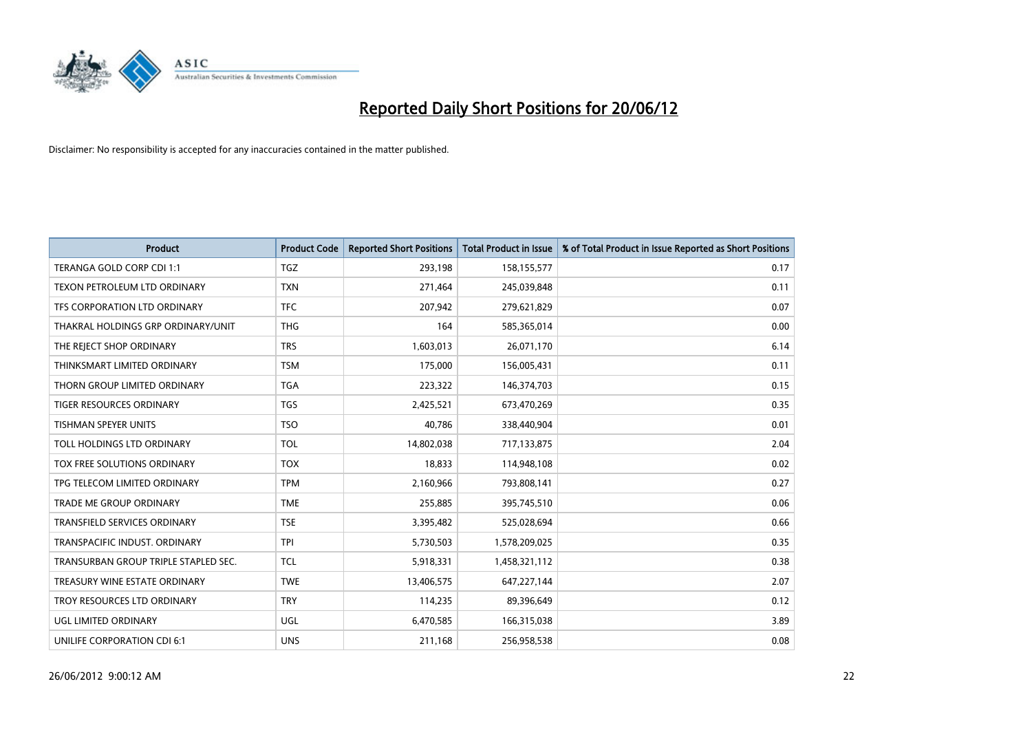# Reported Daily Short Positions for 20/06/12

Disclaimer: No responsibility is accepted for any inaccuracies contained in the matter published.

| Product | Product Code | Reported Short Positions | Total Product in Issue | % of Total Product in Issue Reported as Short Positions |
|---|---|---|---|---|
| TERANGA GOLD CORP CDI 1:1 | TGZ | 293,198 | 158,155,577 | 0.17 |
| TEXON PETROLEUM LTD ORDINARY | TXN | 271,464 | 245,039,848 | 0.11 |
| TFS CORPORATION LTD ORDINARY | TFC | 207,942 | 279,621,829 | 0.07 |
| THAKRAL HOLDINGS GRP ORDINARY/UNIT | THG | 164 | 585,365,014 | 0.00 |
| THE REJECT SHOP ORDINARY | TRS | 1,603,013 | 26,071,170 | 6.14 |
| THINKSMART LIMITED ORDINARY | TSM | 175,000 | 156,005,431 | 0.11 |
| THORN GROUP LIMITED ORDINARY | TGA | 223,322 | 146,374,703 | 0.15 |
| TIGER RESOURCES ORDINARY | TGS | 2,425,521 | 673,470,269 | 0.35 |
| TISHMAN SPEYER UNITS | TSO | 40,786 | 338,440,904 | 0.01 |
| TOLL HOLDINGS LTD ORDINARY | TOL | 14,802,038 | 717,133,875 | 2.04 |
| TOX FREE SOLUTIONS ORDINARY | TOX | 18,833 | 114,948,108 | 0.02 |
| TPG TELECOM LIMITED ORDINARY | TPM | 2,160,966 | 793,808,141 | 0.27 |
| TRADE ME GROUP ORDINARY | TME | 255,885 | 395,745,510 | 0.06 |
| TRANSFIELD SERVICES ORDINARY | TSE | 3,395,482 | 525,028,694 | 0.66 |
| TRANSPACIFIC INDUST. ORDINARY | TPI | 5,730,503 | 1,578,209,025 | 0.35 |
| TRANSURBAN GROUP TRIPLE STAPLED SEC. | TCL | 5,918,331 | 1,458,321,112 | 0.38 |
| TREASURY WINE ESTATE ORDINARY | TWE | 13,406,575 | 647,227,144 | 2.07 |
| TROY RESOURCES LTD ORDINARY | TRY | 114,235 | 89,396,649 | 0.12 |
| UGL LIMITED ORDINARY | UGL | 6,470,585 | 166,315,038 | 3.89 |
| UNILIFE CORPORATION CDI 6:1 | UNS | 211,168 | 256,958,538 | 0.08 |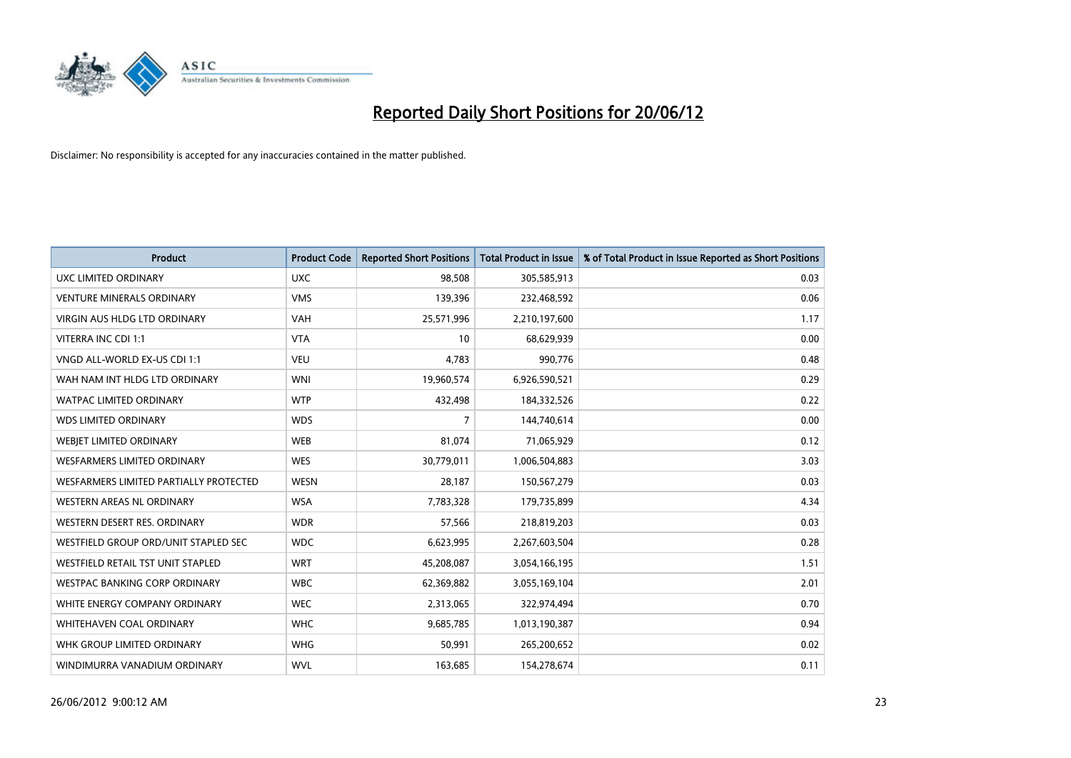# Reported Daily Short Positions for 20/06/12

Disclaimer: No responsibility is accepted for any inaccuracies contained in the matter published.

| Product | Product Code | Reported Short Positions | Total Product in Issue | % of Total Product in Issue Reported as Short Positions |
|---|---|---|---|---|
| UXC LIMITED ORDINARY | UXC | 98,508 | 305,585,913 | 0.03 |
| VENTURE MINERALS ORDINARY | VMS | 139,396 | 232,468,592 | 0.06 |
| VIRGIN AUS HLDG LTD ORDINARY | VAH | 25,571,996 | 2,210,197,600 | 1.17 |
| VITERRA INC CDI 1:1 | VTA | 10 | 68,629,939 | 0.00 |
| VNGD ALL-WORLD EX-US CDI 1:1 | VEU | 4,783 | 990,776 | 0.48 |
| WAH NAM INT HLDG LTD ORDINARY | WNI | 19,960,574 | 6,926,590,521 | 0.29 |
| WATPAC LIMITED ORDINARY | WTP | 432,498 | 184,332,526 | 0.22 |
| WDS LIMITED ORDINARY | WDS | 7 | 144,740,614 | 0.00 |
| WEBJET LIMITED ORDINARY | WEB | 81,074 | 71,065,929 | 0.12 |
| WESFARMERS LIMITED ORDINARY | WES | 30,779,011 | 1,006,504,883 | 3.03 |
| WESFARMERS LIMITED PARTIALLY PROTECTED | WESN | 28,187 | 150,567,279 | 0.03 |
| WESTERN AREAS NL ORDINARY | WSA | 7,783,328 | 179,735,899 | 4.34 |
| WESTERN DESERT RES. ORDINARY | WDR | 57,566 | 218,819,203 | 0.03 |
| WESTFIELD GROUP ORD/UNIT STAPLED SEC | WDC | 6,623,995 | 2,267,603,504 | 0.28 |
| WESTFIELD RETAIL TST UNIT STAPLED | WRT | 45,208,087 | 3,054,166,195 | 1.51 |
| WESTPAC BANKING CORP ORDINARY | WBC | 62,369,882 | 3,055,169,104 | 2.01 |
| WHITE ENERGY COMPANY ORDINARY | WEC | 2,313,065 | 322,974,494 | 0.70 |
| WHITEHAVEN COAL ORDINARY | WHC | 9,685,785 | 1,013,190,387 | 0.94 |
| WHK GROUP LIMITED ORDINARY | WHG | 50,991 | 265,200,652 | 0.02 |
| WINDIMURRA VANADIUM ORDINARY | WVL | 163,685 | 154,278,674 | 0.11 |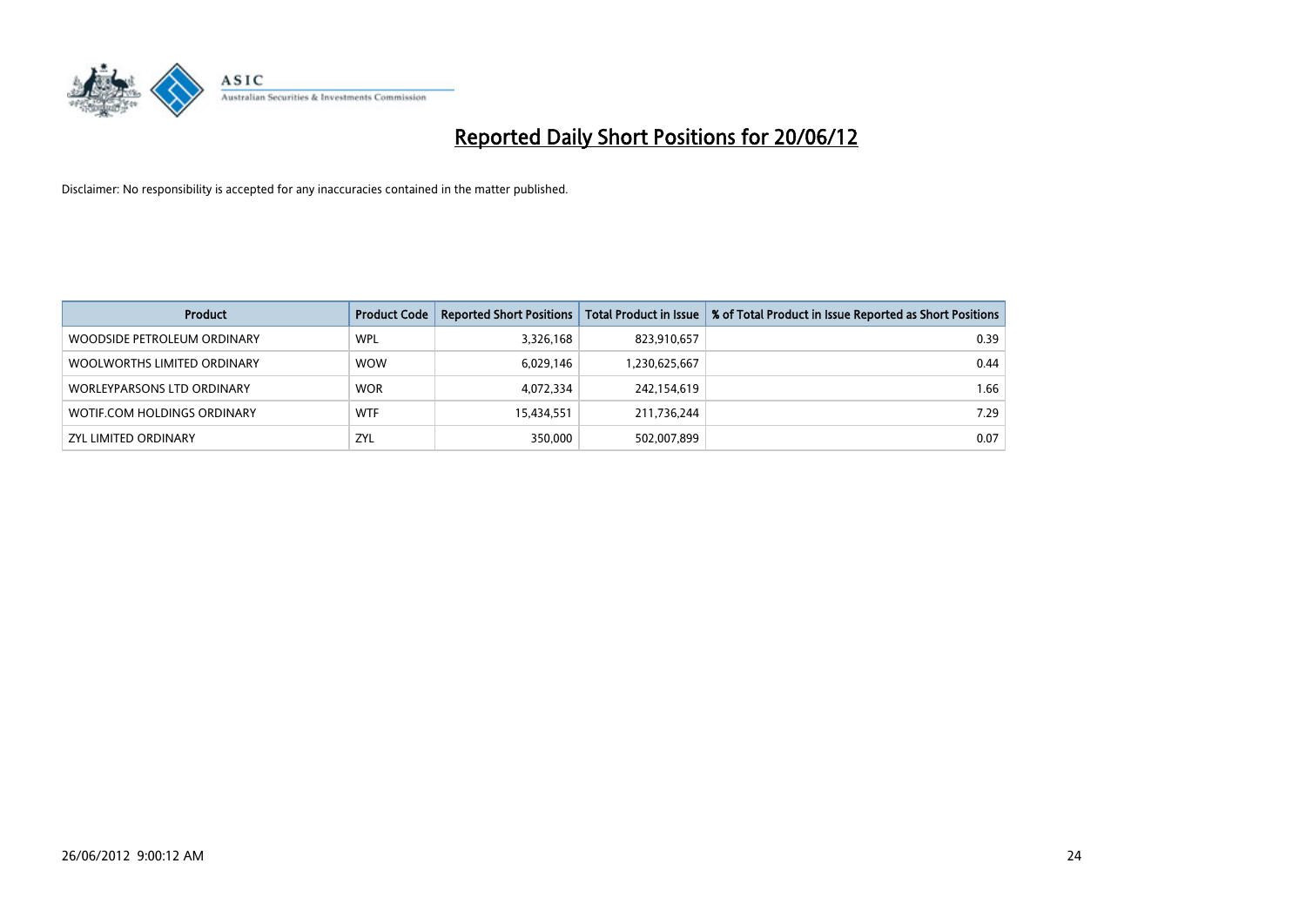# Reported Daily Short Positions for 20/06/12

Disclaimer: No responsibility is accepted for any inaccuracies contained in the matter published.

| Product | Product Code | Reported Short Positions | Total Product in Issue | % of Total Product in Issue Reported as Short Positions |
|---|---|---|---|---|
| WOODSIDE PETROLEUM ORDINARY | WPL | 3,326,168 | 823,910,657 | 0.39 |
| WOOLWORTHS LIMITED ORDINARY | WOW | 6,029,146 | 1,230,625,667 | 0.44 |
| WORLEYPARSONS LTD ORDINARY | WOR | 4,072,334 | 242,154,619 | 1.66 |
| WOTIF.COM HOLDINGS ORDINARY | WTF | 15,434,551 | 211,736,244 | 7.29 |
| ZYL LIMITED ORDINARY | ZYL | 350,000 | 502,007,899 | 0.07 |